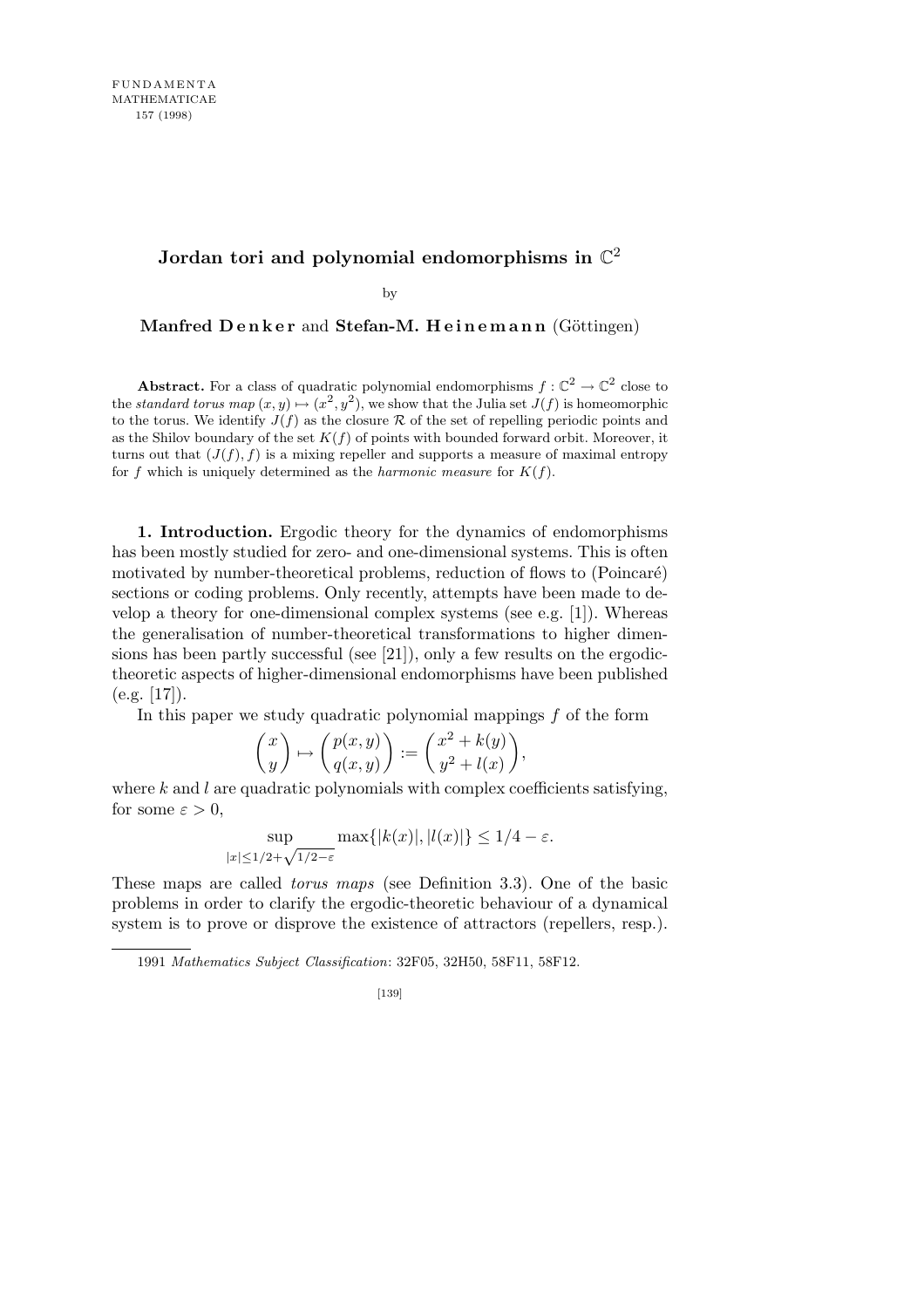# Jordan tori and polynomial endomorphisms in $\mathbb{C}^2$

by

**Manfred Denker** and **Stefan-M. Heinemann** (Göttingen)

**Abstract.** For a class of quadratic polynomial endomorphisms $f : \mathbb{C}^2 \to \mathbb{C}^2$ close to the *standard torus map* $(x, y) \mapsto (x^2, y^2)$, we show that the Julia set $J(f)$ is homeomorphic to the torus. We identify $J(f)$ as the closure $\mathcal{R}$ of the set of repelling periodic points and as the Shilov boundary of the set $K(f)$ of points with bounded forward orbit. Moreover, it turns out that $(J(f), f)$ is a mixing repeller and supports a measure of maximal entropy for $f$ which is uniquely determined as the *harmonic measure* for $K(f)$.

**1. Introduction.** Ergodic theory for the dynamics of endomorphisms has been mostly studied for zero- and one-dimensional systems. This is often motivated by number-theoretical problems, reduction of flows to (Poincaré) sections or coding problems. Only recently, attempts have been made to develop a theory for one-dimensional complex systems (see e.g. [1]). Whereas the generalisation of number-theoretical transformations to higher dimensions has been partly successful (see [21]), only a few results on the ergodic-theoretic aspects of higher-dimensional endomorphisms have been published (e.g. [17]).

In this paper we study quadratic polynomial mappings $f$ of the form

$$\begin{pmatrix} x \\ y \end{pmatrix} \mapsto \begin{pmatrix} p(x,y) \\ q(x,y) \end{pmatrix} := \begin{pmatrix} x^2 + k(y) \\ y^2 + l(x) \end{pmatrix},$$

where $k$ and $l$ are quadratic polynomials with complex coefficients satisfying, for some $\varepsilon > 0$,

$$\sup_{|x| \le 1/2 + \sqrt{1/2 - \varepsilon}} \max\{|k(x)|, |l(x)|\} \le 1/4 - \varepsilon.$$

These maps are called *torus maps* (see Definition 3.3). One of the basic problems in order to clarify the ergodic-theoretic behaviour of a dynamical system is to prove or disprove the existence of attractors (repellers, resp.).

---

1991 *Mathematics Subject Classification*: 32F05, 32H50, 58F11, 58F12.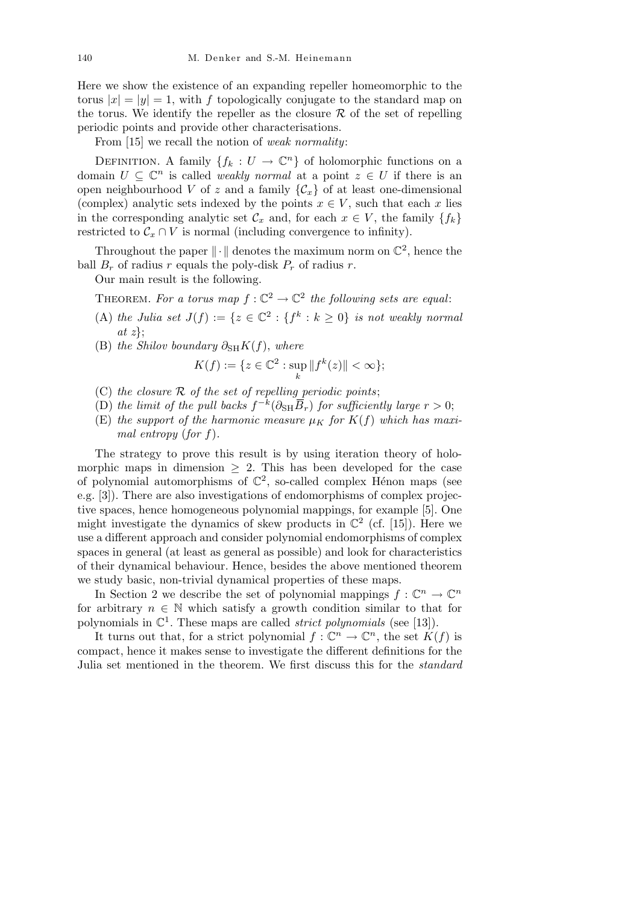Here we show the existence of an expanding repeller homeomorphic to the torus $|x| = |y| = 1$, with $f$ topologically conjugate to the standard map on the torus. We identify the repeller as the closure $\mathcal{R}$ of the set of repelling periodic points and provide other characterisations.

From [15] we recall the notion of *weak normality*:

Definition. A family $\{f_k : U \to \mathbb{C}^n\}$ of holomorphic functions on a domain $U \subseteq \mathbb{C}^n$ is called *weakly normal* at a point $z \in U$ if there is an open neighbourhood $V$ of $z$ and a family $\{\mathcal{C}_x\}$ of at least one-dimensional (complex) analytic sets indexed by the points $x \in V$, such that each $x$ lies in the corresponding analytic set $\mathcal{C}_x$ and, for each $x \in V$, the family $\{f_k\}$ restricted to $\mathcal{C}_x \cap V$ is normal (including convergence to infinity).

Throughout the paper $\|\cdot\|$ denotes the maximum norm on $\mathbb{C}^2$, hence the ball $B_r$ of radius $r$ equals the poly-disk $P_r$ of radius $r$.

Our main result is the following.

Theorem. *For a torus map $f : \mathbb{C}^2 \to \mathbb{C}^2$ the following sets are equal*:

(A) *the Julia set $J(f) := \{z \in \mathbb{C}^2 : \{f^k : k \geq 0\}$ is not weakly normal at $z\}$*;

(B) *the Shilov boundary $\partial_{\mathrm{SH}} K(f)$, where*
$$K(f) := \{z \in \mathbb{C}^2 : \sup_k \|f^k(z)\| < \infty\};$$

(C) *the closure $\mathcal{R}$ of the set of repelling periodic points*;

(D) *the limit of the pull backs $f^{-k}(\partial_{\mathrm{SH}} \overline{B}_r)$ for sufficiently large $r > 0$*;

(E) *the support of the harmonic measure $\mu_K$ for $K(f)$ which has maximal entropy* (*for $f$*).

The strategy to prove this result is by using iteration theory of holomorphic maps in dimension $\geq 2$. This has been developed for the case of polynomial automorphisms of $\mathbb{C}^2$, so-called complex Hénon maps (see e.g. [3]). There are also investigations of endomorphisms of complex projective spaces, hence homogeneous polynomial mappings, for example [5]. One might investigate the dynamics of skew products in $\mathbb{C}^2$ (cf. [15]). Here we use a different approach and consider polynomial endomorphisms of complex spaces in general (at least as general as possible) and look for characteristics of their dynamical behaviour. Hence, besides the above mentioned theorem we study basic, non-trivial dynamical properties of these maps.

In Section 2 we describe the set of polynomial mappings $f : \mathbb{C}^n \to \mathbb{C}^n$ for arbitrary $n \in \mathbb{N}$ which satisfy a growth condition similar to that for polynomials in $\mathbb{C}^1$. These maps are called *strict polynomials* (see [13]).

It turns out that, for a strict polynomial $f : \mathbb{C}^n \to \mathbb{C}^n$, the set $K(f)$ is compact, hence it makes sense to investigate the different definitions for the Julia set mentioned in the theorem. We first discuss this for the *standard*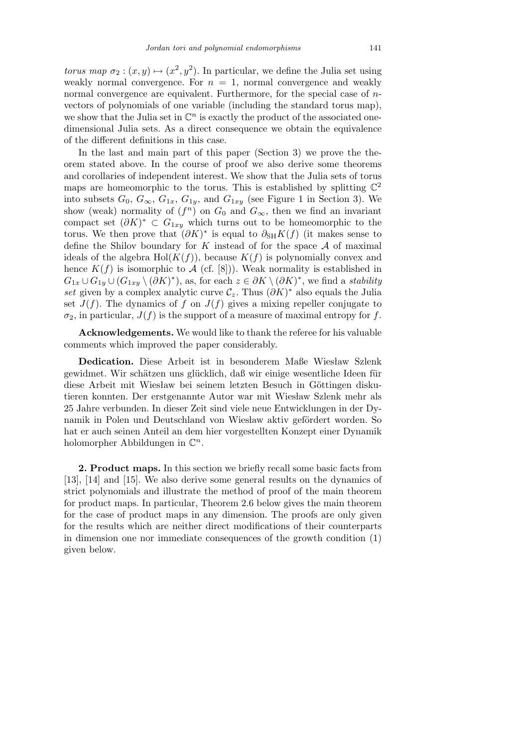*torus map* $\sigma_2 : (x, y) \mapsto (x^2, y^2)$. In particular, we define the Julia set using weakly normal convergence. For $n = 1$, normal convergence and weakly normal convergence are equivalent. Furthermore, for the special case of $n$-vectors of polynomials of one variable (including the standard torus map), we show that the Julia set in $\mathbb{C}^n$ is exactly the product of the associated one-dimensional Julia sets. As a direct consequence we obtain the equivalence of the different definitions in this case.

In the last and main part of this paper (Section 3) we prove the theorem stated above. In the course of proof we also derive some theorems and corollaries of independent interest. We show that the Julia sets of torus maps are homeomorphic to the torus. This is established by splitting $\mathbb{C}^2$ into subsets $G_0$, $G_\infty$, $G_{1x}$, $G_{1y}$, and $G_{1xy}$ (see Figure 1 in Section 3). We show (weak) normality of $(f^n)$ on $G_0$ and $G_\infty$, then we find an invariant compact set $(\partial K)^* \subset G_{1xy}$ which turns out to be homeomorphic to the torus. We then prove that $(\partial K)^*$ is equal to $\partial_{\mathrm{SH}} K(f)$ (it makes sense to define the Shilov boundary for $K$ instead of for the space $\mathcal{A}$ of maximal ideals of the algebra $\mathrm{Hol}(K(f))$, because $K(f)$ is polynomially convex and hence $K(f)$ is isomorphic to $\mathcal{A}$ (cf. [8])). Weak normality is established in $G_{1x} \cup G_{1y} \cup (G_{1xy} \setminus (\partial K)^*)$, as, for each $z \in \partial K \setminus (\partial K)^*$, we find a *stability set* given by a complex analytic curve $\mathcal{C}_z$. Thus $(\partial K)^*$ also equals the Julia set $J(f)$. The dynamics of $f$ on $J(f)$ gives a mixing repeller conjugate to $\sigma_2$, in particular, $J(f)$ is the support of a measure of maximal entropy for $f$.

**Acknowledgements.** We would like to thank the referee for his valuable comments which improved the paper considerably.

**Dedication.** Diese Arbeit ist in besonderem Maße Wiesław Szlenk gewidmet. Wir schätzen uns glücklich, daß wir einige wesentliche Ideen für diese Arbeit mit Wiesław bei seinem letzten Besuch in Göttingen diskutieren konnten. Der erstgenannte Autor war mit Wiesław Szlenk mehr als 25 Jahre verbunden. In dieser Zeit sind viele neue Entwicklungen in der Dynamik in Polen und Deutschland von Wiesław aktiv gefördert worden. So hat er auch seinen Anteil an dem hier vorgestellten Konzept einer Dynamik holomorpher Abbildungen in $\mathbb{C}^n$.

## 2. Product maps.

In this section we briefly recall some basic facts from [13], [14] and [15]. We also derive some general results on the dynamics of strict polynomials and illustrate the method of proof of the main theorem for product maps. In particular, Theorem 2.6 below gives the main theorem for the case of product maps in any dimension. The proofs are only given for the results which are neither direct modifications of their counterparts in dimension one nor immediate consequences of the growth condition (1) given below.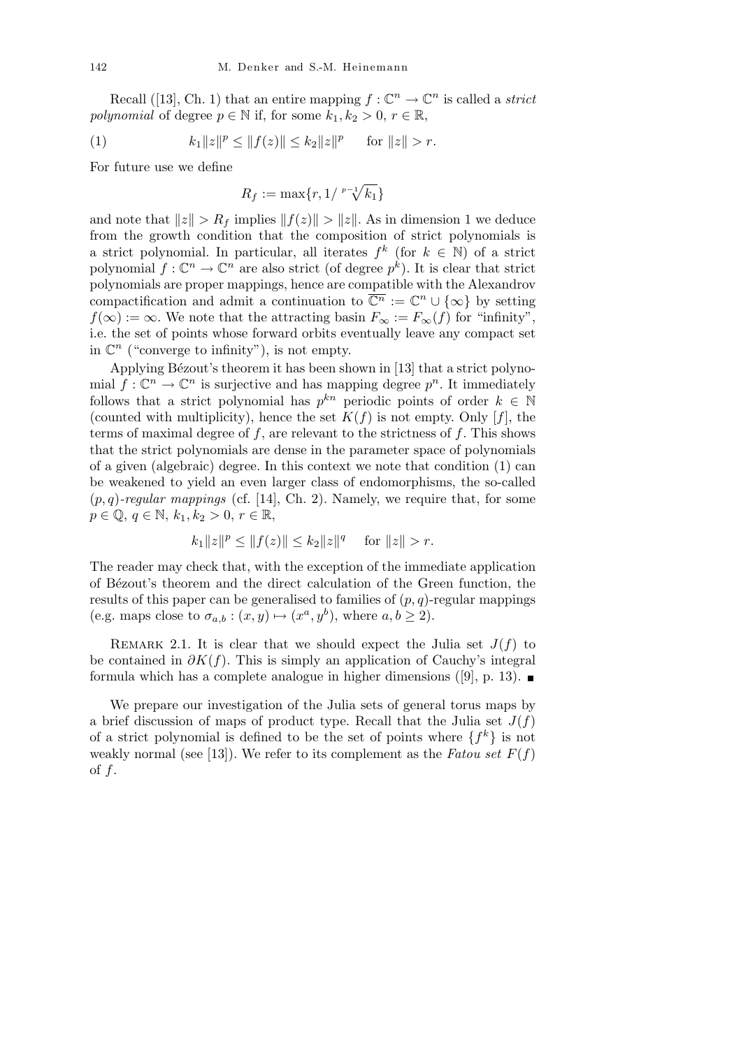Recall ([13], Ch. 1) that an entire mapping $f : \mathbb{C}^n \to \mathbb{C}^n$ is called a *strict polynomial* of degree $p \in \mathbb{N}$ if, for some $k_1, k_2 > 0$, $r \in \mathbb{R}$,

$$k_1 \|z\|^p \le \|f(z)\| \le k_2 \|z\|^p \quad \text{for } \|z\| > r. \tag{1}$$

For future use we define

$$R_f := \max\{r, 1/\sqrt[p-1]{k_1}\}$$

and note that $\|z\| > R_f$ implies $\|f(z)\| > \|z\|$. As in dimension 1 we deduce from the growth condition that the composition of strict polynomials is a strict polynomial. In particular, all iterates $f^k$ (for $k \in \mathbb{N}$) of a strict polynomial $f : \mathbb{C}^n \to \mathbb{C}^n$ are also strict (of degree $p^k$). It is clear that strict polynomials are proper mappings, hence are compatible with the Alexandrov compactification and admit a continuation to $\overline{\mathbb{C}^n} := \mathbb{C}^n \cup \{\infty\}$ by setting $f(\infty) := \infty$. We note that the attracting basin $F_\infty := F_\infty(f)$ for "infinity", i.e. the set of points whose forward orbits eventually leave any compact set in $\mathbb{C}^n$ ("converge to infinity"), is not empty.

Applying Bézout's theorem it has been shown in [13] that a strict polynomial $f : \mathbb{C}^n \to \mathbb{C}^n$ is surjective and has mapping degree $p^n$. It immediately follows that a strict polynomial has $p^{kn}$ periodic points of order $k \in \mathbb{N}$ (counted with multiplicity), hence the set $K(f)$ is not empty. Only $[f]$, the terms of maximal degree of $f$, are relevant to the strictness of $f$. This shows that the strict polynomials are dense in the parameter space of polynomials of a given (algebraic) degree. In this context we note that condition (1) can be weakened to yield an even larger class of endomorphisms, the so-called $(p, q)$*-regular mappings* (cf. [14], Ch. 2). Namely, we require that, for some $p \in \mathbb{Q}$, $q \in \mathbb{N}$, $k_1, k_2 > 0$, $r \in \mathbb{R}$,

$$k_1 \|z\|^p \le \|f(z)\| \le k_2 \|z\|^q \quad \text{for } \|z\| > r.$$

The reader may check that, with the exception of the immediate application of Bézout's theorem and the direct calculation of the Green function, the results of this paper can be generalised to families of $(p, q)$-regular mappings (e.g. maps close to $\sigma_{a,b} : (x, y) \mapsto (x^a, y^b)$, where $a, b \ge 2$).

Remark 2.1. It is clear that we should expect the Julia set $J(f)$ to be contained in $\partial K(f)$. This is simply an application of Cauchy's integral formula which has a complete analogue in higher dimensions ([9], p. 13). ∎

We prepare our investigation of the Julia sets of general torus maps by a brief discussion of maps of product type. Recall that the Julia set $J(f)$ of a strict polynomial is defined to be the set of points where $\{f^k\}$ is not weakly normal (see [13]). We refer to its complement as the *Fatou set* $F(f)$ of $f$.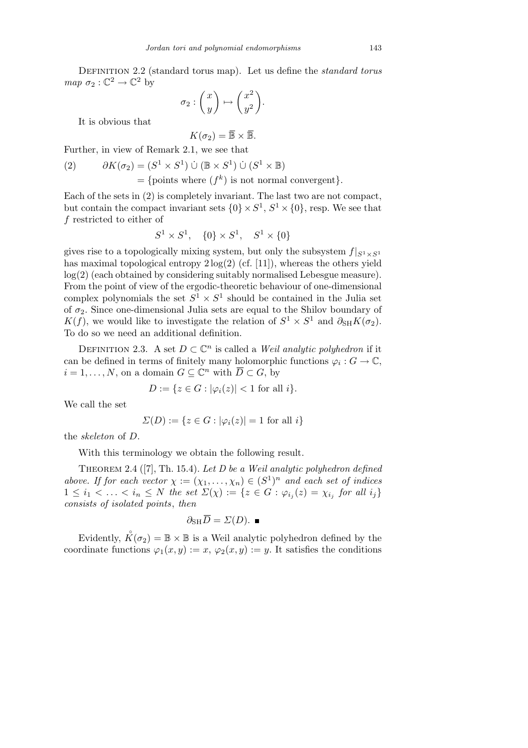Definition 2.2 (standard torus map). Let us define the *standard torus map* $\sigma_2 : \mathbb{C}^2 \to \mathbb{C}^2$ by

$$\sigma_2 : \begin{pmatrix} x \\ y \end{pmatrix} \mapsto \begin{pmatrix} x^2 \\ y^2 \end{pmatrix}.$$

It is obvious that

$$K(\sigma_2) = \overline{\mathbb{B}} \times \overline{\mathbb{B}}.$$

Further, in view of Remark 2.1, we see that

$$\begin{aligned} \partial K(\sigma_2) &= (S^1 \times S^1) \,\dot\cup\, (\mathbb{B} \times S^1) \,\dot\cup\, (S^1 \times \mathbb{B}) \qquad (2)\\ &= \{\text{points where } (f^k) \text{ is not normal convergent}\}. \end{aligned}$$

Each of the sets in (2) is completely invariant. The last two are not compact, but contain the compact invariant sets $\{0\} \times S^1$, $S^1 \times \{0\}$, resp. We see that $f$ restricted to either of

$$S^1 \times S^1, \quad \{0\} \times S^1, \quad S^1 \times \{0\}$$

gives rise to a topologically mixing system, but only the subsystem $f|_{S^1 \times S^1}$ has maximal topological entropy $2\log(2)$ (cf. [11]), whereas the others yield $\log(2)$ (each obtained by considering suitably normalised Lebesgue measure). From the point of view of the ergodic-theoretic behaviour of one-dimensional complex polynomials the set $S^1 \times S^1$ should be contained in the Julia set of $\sigma_2$. Since one-dimensional Julia sets are equal to the Shilov boundary of $K(f)$, we would like to investigate the relation of $S^1 \times S^1$ and $\partial_{\mathrm{SH}} K(\sigma_2)$. To do so we need an additional definition.

Definition 2.3. A set $D \subset \mathbb{C}^n$ is called a *Weil analytic polyhedron* if it can be defined in terms of finitely many holomorphic functions $\varphi_i : G \to \mathbb{C}$, $i = 1, \ldots, N$, on a domain $G \subseteq \mathbb{C}^n$ with $\overline{D} \subset G$, by

$$D := \{z \in G : |\varphi_i(z)| < 1 \text{ for all } i\}.$$

We call the set

$$\Sigma(D) := \{z \in G : |\varphi_i(z)| = 1 \text{ for all } i\}$$

the *skeleton* of $D$.

With this terminology we obtain the following result.

Theorem 2.4 ([7], Th. 15.4). *Let $D$ be a Weil analytic polyhedron defined above. If for each vector $\chi := (\chi_1, \ldots, \chi_n) \in (S^1)^n$ and each set of indices $1 \le i_1 < \ldots < i_n \le N$ the set $\Sigma(\chi) := \{z \in G : \varphi_{i_j}(z) = \chi_{i_j}$ for all $i_j\}$ consists of isolated points*, *then*

$$\partial_{\mathrm{SH}} \overline{D} = \Sigma(D). \;\blacksquare$$

Evidently, $\mathring{K}(\sigma_2) = \mathbb{B} \times \mathbb{B}$ is a Weil analytic polyhedron defined by the coordinate functions $\varphi_1(x, y) := x$, $\varphi_2(x, y) := y$. It satisfies the conditions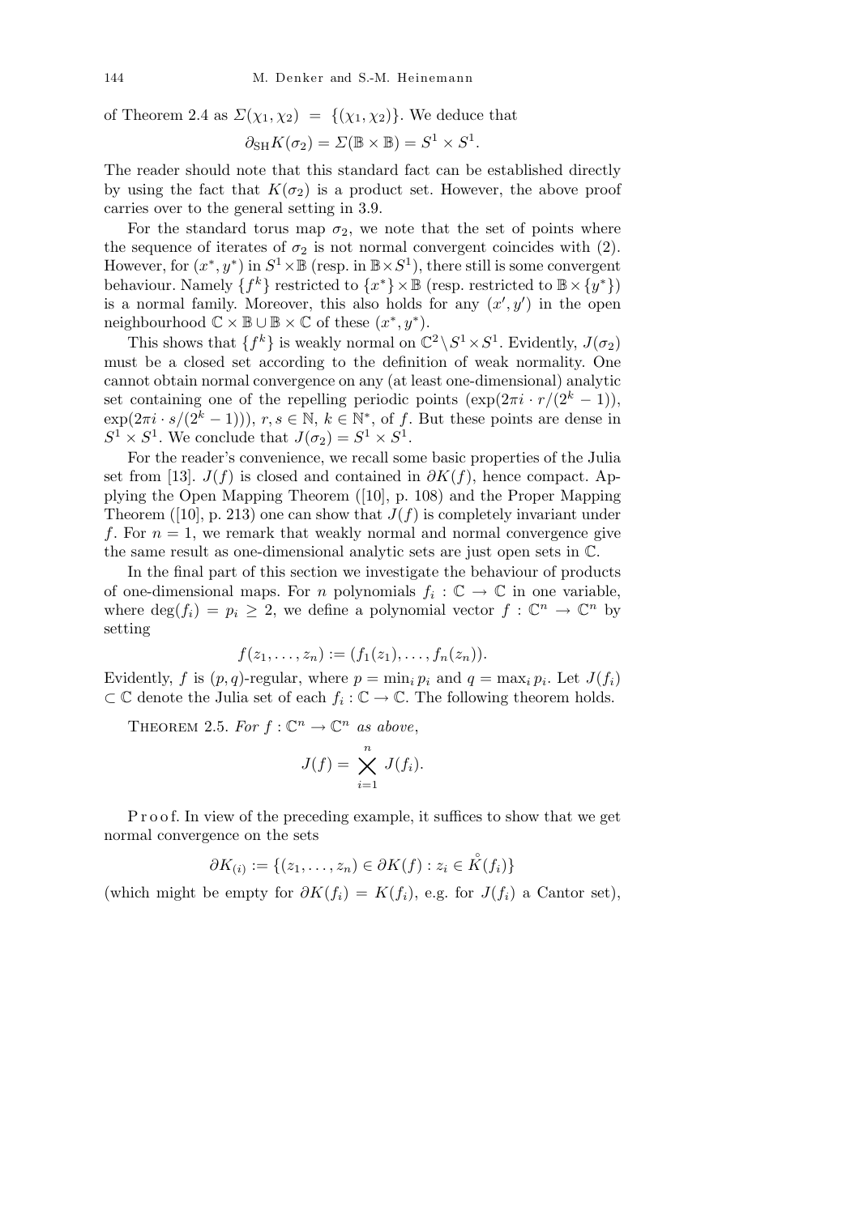of Theorem 2.4 as $\Sigma(\chi_1, \chi_2) = \{(\chi_1, \chi_2)\}$. We deduce that

$$\partial_{\mathrm{SH}} K(\sigma_2) = \Sigma(\mathbb{B} \times \mathbb{B}) = S^1 \times S^1.$$

The reader should note that this standard fact can be established directly by using the fact that $K(\sigma_2)$ is a product set. However, the above proof carries over to the general setting in 3.9.

For the standard torus map $\sigma_2$, we note that the set of points where the sequence of iterates of $\sigma_2$ is not normal convergent coincides with (2). However, for $(x^*, y^*)$ in $S^1 \times \mathbb{B}$ (resp. in $\mathbb{B} \times S^1$), there still is some convergent behaviour. Namely $\{f^k\}$ restricted to $\{x^*\} \times \mathbb{B}$ (resp. restricted to $\mathbb{B} \times \{y^*\}$) is a normal family. Moreover, this also holds for any $(x', y')$ in the open neighbourhood $\mathbb{C} \times \mathbb{B} \cup \mathbb{B} \times \mathbb{C}$ of these $(x^*, y^*)$.

This shows that $\{f^k\}$ is weakly normal on $\mathbb{C}^2 \setminus S^1 \times S^1$. Evidently, $J(\sigma_2)$ must be a closed set according to the definition of weak normality. One cannot obtain normal convergence on any (at least one-dimensional) analytic set containing one of the repelling periodic points $(\exp(2\pi i \cdot r/(2^k - 1))$, $\exp(2\pi i \cdot s/(2^k - 1)))$, $r, s \in \mathbb{N}$, $k \in \mathbb{N}^*$, of $f$. But these points are dense in $S^1 \times S^1$. We conclude that $J(\sigma_2) = S^1 \times S^1$.

For the reader's convenience, we recall some basic properties of the Julia set from [13]. $J(f)$ is closed and contained in $\partial K(f)$, hence compact. Applying the Open Mapping Theorem ([10], p. 108) and the Proper Mapping Theorem ([10], p. 213) one can show that $J(f)$ is completely invariant under $f$. For $n = 1$, we remark that weakly normal and normal convergence give the same result as one-dimensional analytic sets are just open sets in $\mathbb{C}$.

In the final part of this section we investigate the behaviour of products of one-dimensional maps. For $n$ polynomials $f_i : \mathbb{C} \to \mathbb{C}$ in one variable, where $\deg(f_i) = p_i \geq 2$, we define a polynomial vector $f : \mathbb{C}^n \to \mathbb{C}^n$ by setting

$$f(z_1, \ldots, z_n) := (f_1(z_1), \ldots, f_n(z_n)).$$

Evidently, $f$ is $(p, q)$-regular, where $p = \min_i p_i$ and $q = \max_i p_i$. Let $J(f_i) \subset \mathbb{C}$ denote the Julia set of each $f_i : \mathbb{C} \to \mathbb{C}$. The following theorem holds.

THEOREM 2.5. *For $f : \mathbb{C}^n \to \mathbb{C}^n$ as above*,

$$J(f) = \bigtimes_{i=1}^{n} J(f_i).$$

Proof. In view of the preceding example, it suffices to show that we get normal convergence on the sets

$$\partial K_{(i)} := \{(z_1, \ldots, z_n) \in \partial K(f) : z_i \in \mathring{K}(f_i)\}$$

(which might be empty for $\partial K(f_i) = K(f_i)$, e.g. for $J(f_i)$ a Cantor set),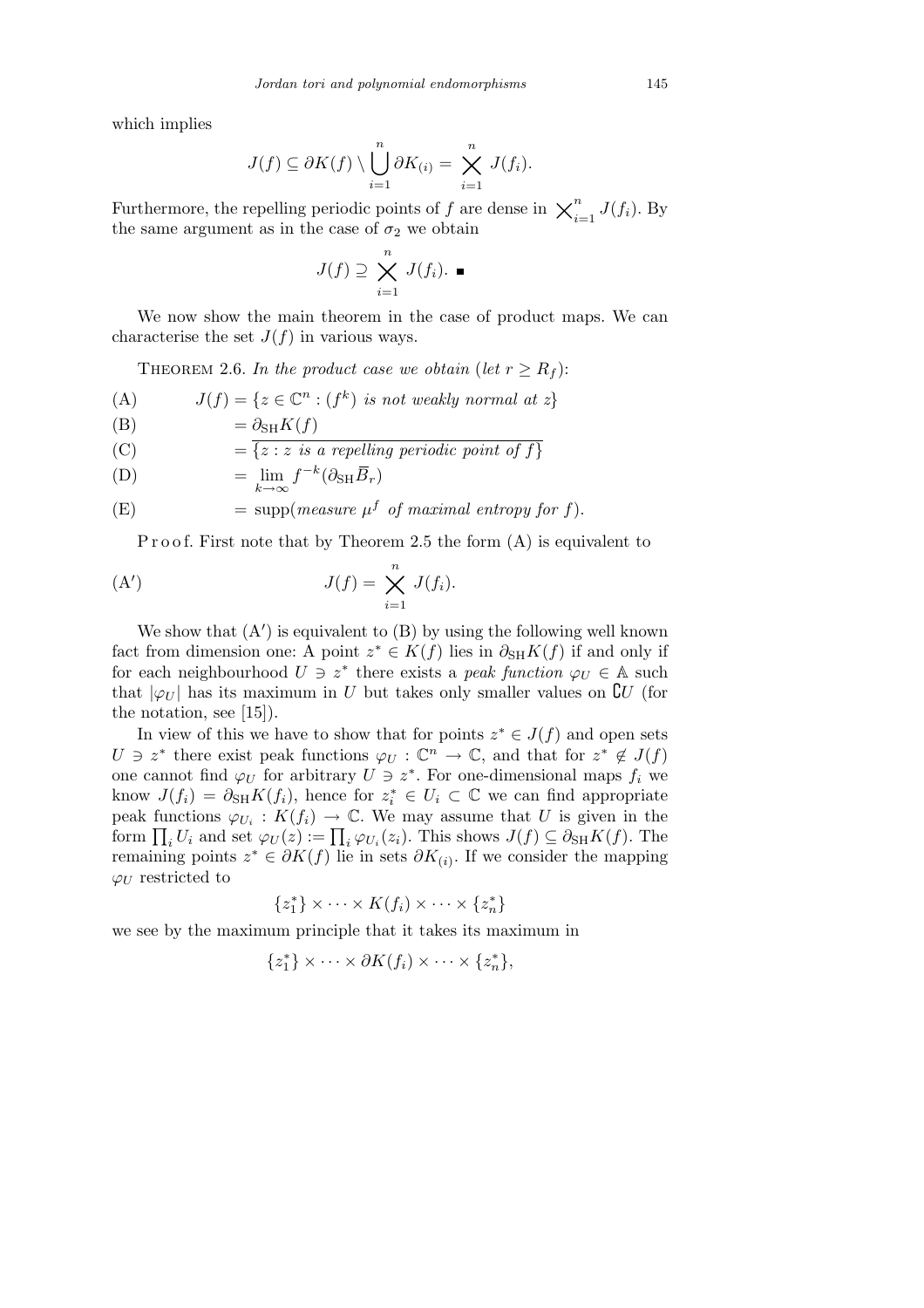which implies

$$J(f) \subseteq \partial K(f) \setminus \bigcup_{i=1}^{n} \partial K_{(i)} = \bigtimes_{i=1}^{n} J(f_i).$$

Furthermore, the repelling periodic points of $f$ are dense in $\bigtimes_{i=1}^{n} J(f_i)$. By the same argument as in the case of $\sigma_2$ we obtain

$$J(f) \supseteq \bigtimes_{i=1}^{n} J(f_i). \ \blacksquare$$

We now show the main theorem in the case of product maps. We can characterise the set $J(f)$ in various ways.

Theorem 2.6. *In the product case we obtain* (*let* $r \geq R_f$):

$$
\begin{aligned}
&\text{(A)} && J(f) = \{z \in \mathbb{C}^n : (f^k) \text{ is not weakly normal at } z\} \\
&\text{(B)} && \phantom{J(f)} = \partial_{\mathrm{SH}} K(f) \\
&\text{(C)} && \phantom{J(f)} = \overline{\{z : z \text{ is a repelling periodic point of } f\}} \\
&\text{(D)} && \phantom{J(f)} = \lim_{k\to\infty} f^{-k}(\partial_{\mathrm{SH}} \overline{B}_r) \\
&\text{(E)} && \phantom{J(f)} = \operatorname{supp}(\text{measure } \mu^f \text{ of maximal entropy for } f).
\end{aligned}
$$

Proof. First note that by Theorem 2.5 the form (A) is equivalent to

$$\text{(A}'\text{)} \qquad J(f) = \bigtimes_{i=1}^{n} J(f_i).$$

We show that (A′) is equivalent to (B) by using the following well known fact from dimension one: A point $z^* \in K(f)$ lies in $\partial_{\mathrm{SH}} K(f)$ if and only if for each neighbourhood $U \ni z^*$ there exists a *peak function* $\varphi_U \in \mathbb{A}$ such that $|\varphi_U|$ has its maximum in $U$ but takes only smaller values on $\complement U$ (for the notation, see [15]).

In view of this we have to show that for points $z^* \in J(f)$ and open sets $U \ni z^*$ there exist peak functions $\varphi_U : \mathbb{C}^n \to \mathbb{C}$, and that for $z^* \notin J(f)$ one cannot find $\varphi_U$ for arbitrary $U \ni z^*$. For one-dimensional maps $f_i$ we know $J(f_i) = \partial_{\mathrm{SH}} K(f_i)$, hence for $z_i^* \in U_i \subset \mathbb{C}$ we can find appropriate peak functions $\varphi_{U_i} : K(f_i) \to \mathbb{C}$. We may assume that $U$ is given in the form $\prod_i U_i$ and set $\varphi_U(z) := \prod_i \varphi_{U_i}(z_i)$. This shows $J(f) \subseteq \partial_{\mathrm{SH}} K(f)$. The remaining points $z^* \in \partial K(f)$ lie in sets $\partial K_{(i)}$. If we consider the mapping $\varphi_U$ restricted to

$$\{z_1^*\} \times \cdots \times K(f_i) \times \cdots \times \{z_n^*\}$$

we see by the maximum principle that it takes its maximum in

$$\{z_1^*\} \times \cdots \times \partial K(f_i) \times \cdots \times \{z_n^*\},$$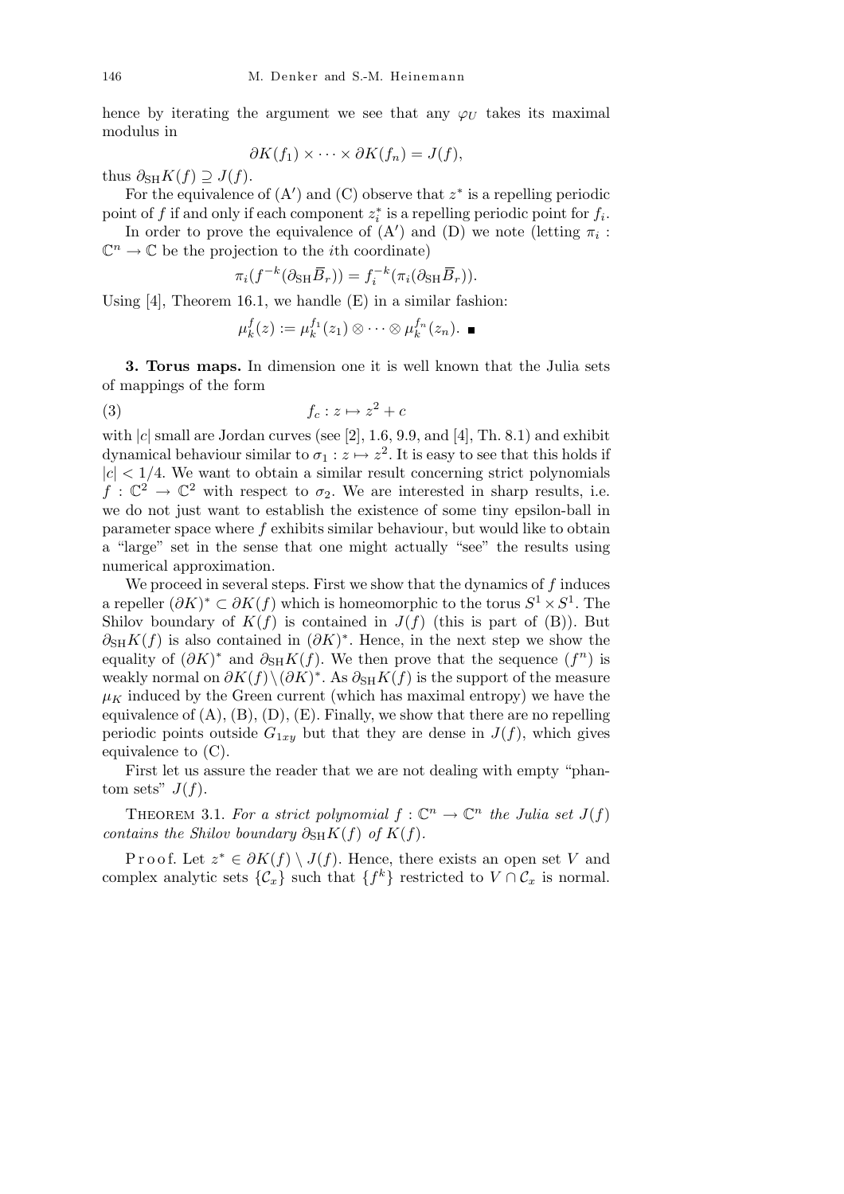hence by iterating the argument we see that any $\varphi_U$ takes its maximal modulus in

$$\partial K(f_1) \times \cdots \times \partial K(f_n) = J(f),$$

thus $\partial_{\mathrm{SH}} K(f) \supseteq J(f)$.

For the equivalence of (A′) and (C) observe that $z^*$ is a repelling periodic point of $f$ if and only if each component $z_i^*$ is a repelling periodic point for $f_i$.

In order to prove the equivalence of (A′) and (D) we note (letting $\pi_i : \mathbb{C}^n \to \mathbb{C}$ be the projection to the $i$th coordinate)

$$\pi_i(f^{-k}(\partial_{\mathrm{SH}} \overline{B}_r)) = f_i^{-k}(\pi_i(\partial_{\mathrm{SH}} \overline{B}_r)).$$

Using [4], Theorem 16.1, we handle (E) in a similar fashion:

$$\mu_k^f(z) := \mu_k^{f_1}(z_1) \otimes \cdots \otimes \mu_k^{f_n}(z_n). \ \blacksquare$$

**3. Torus maps.** In dimension one it is well known that the Julia sets of mappings of the form

$$f_c : z \mapsto z^2 + c \tag{3}$$

with $|c|$ small are Jordan curves (see [2], 1.6, 9.9, and [4], Th. 8.1) and exhibit dynamical behaviour similar to $\sigma_1 : z \mapsto z^2$. It is easy to see that this holds if $|c| < 1/4$. We want to obtain a similar result concerning strict polynomials $f : \mathbb{C}^2 \to \mathbb{C}^2$ with respect to $\sigma_2$. We are interested in sharp results, i.e. we do not just want to establish the existence of some tiny epsilon-ball in parameter space where $f$ exhibits similar behaviour, but would like to obtain a "large" set in the sense that one might actually "see" the results using numerical approximation.

We proceed in several steps. First we show that the dynamics of $f$ induces a repeller $(\partial K)^* \subset \partial K(f)$ which is homeomorphic to the torus $S^1 \times S^1$. The Shilov boundary of $K(f)$ is contained in $J(f)$ (this is part of (B)). But $\partial_{\mathrm{SH}} K(f)$ is also contained in $(\partial K)^*$. Hence, in the next step we show the equality of $(\partial K)^*$ and $\partial_{\mathrm{SH}} K(f)$. We then prove that the sequence $(f^n)$ is weakly normal on $\partial K(f) \setminus (\partial K)^*$. As $\partial_{\mathrm{SH}} K(f)$ is the support of the measure $\mu_K$ induced by the Green current (which has maximal entropy) we have the equivalence of (A), (B), (D), (E). Finally, we show that there are no repelling periodic points outside $G_{1xy}$ but that they are dense in $J(f)$, which gives equivalence to (C).

First let us assure the reader that we are not dealing with empty "phantom sets" $J(f)$.

Theorem 3.1. *For a strict polynomial $f : \mathbb{C}^n \to \mathbb{C}^n$ the Julia set $J(f)$ contains the Shilov boundary $\partial_{\mathrm{SH}} K(f)$ of $K(f)$.*

Proof. Let $z^* \in \partial K(f) \setminus J(f)$. Hence, there exists an open set $V$ and complex analytic sets $\{\mathcal{C}_x\}$ such that $\{f^k\}$ restricted to $V \cap \mathcal{C}_x$ is normal.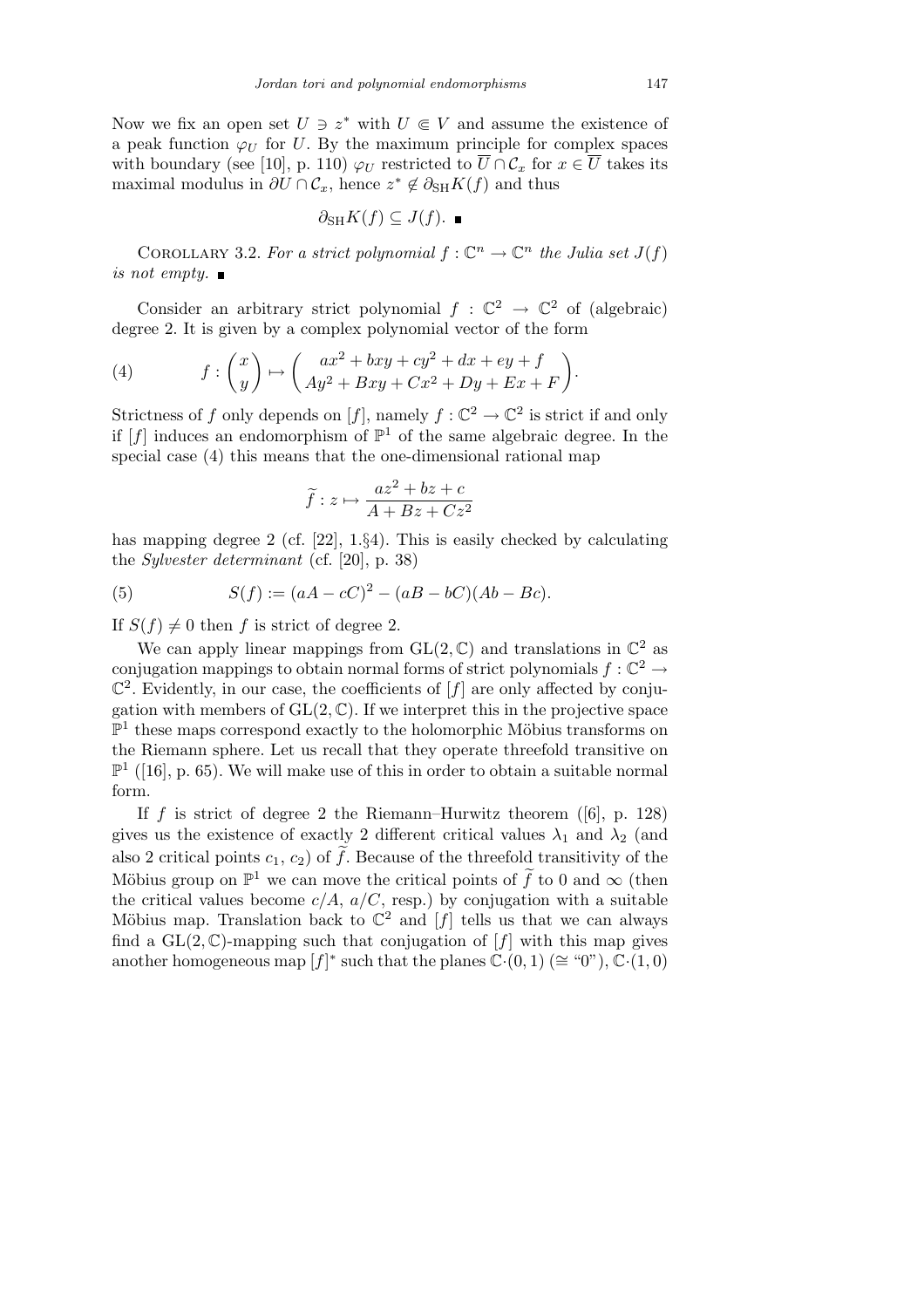Now we fix an open set $U \ni z^*$ with $U \Subset V$ and assume the existence of a peak function $\varphi_U$ for $U$. By the maximum principle for complex spaces with boundary (see [10], p. 110) $\varphi_U$ restricted to $\overline{U} \cap \mathcal{C}_x$ for $x \in \overline{U}$ takes its maximal modulus in $\partial U \cap \mathcal{C}_x$, hence $z^* \notin \partial_{\mathrm{SH}} K(f)$ and thus

$$\partial_{\mathrm{SH}} K(f) \subseteq J(f). \quad \blacksquare$$

Corollary 3.2. *For a strict polynomial $f : \mathbb{C}^n \to \mathbb{C}^n$ the Julia set $J(f)$ is not empty.* $\blacksquare$

Consider an arbitrary strict polynomial $f : \mathbb{C}^2 \to \mathbb{C}^2$ of (algebraic) degree 2. It is given by a complex polynomial vector of the form

$$f : \begin{pmatrix} x \\ y \end{pmatrix} \mapsto \begin{pmatrix} ax^2 + bxy + cy^2 + dx + ey + f \\ Ay^2 + Bxy + Cx^2 + Dy + Ex + F \end{pmatrix}. \tag{4}$$

Strictness of $f$ only depends on $[f]$, namely $f : \mathbb{C}^2 \to \mathbb{C}^2$ is strict if and only if $[f]$ induces an endomorphism of $\mathbb{P}^1$ of the same algebraic degree. In the special case (4) this means that the one-dimensional rational map

$$\widetilde{f} : z \mapsto \frac{az^2 + bz + c}{A + Bz + Cz^2}$$

has mapping degree 2 (cf. [22], 1.§4). This is easily checked by calculating the *Sylvester determinant* (cf. [20], p. 38)

$$S(f) := (aA - cC)^2 - (aB - bC)(Ab - Bc). \tag{5}$$

If $S(f) \neq 0$ then $f$ is strict of degree 2.

We can apply linear mappings from $\mathrm{GL}(2, \mathbb{C})$ and translations in $\mathbb{C}^2$ as conjugation mappings to obtain normal forms of strict polynomials $f : \mathbb{C}^2 \to \mathbb{C}^2$. Evidently, in our case, the coefficients of $[f]$ are only affected by conjugation with members of $\mathrm{GL}(2, \mathbb{C})$. If we interpret this in the projective space $\mathbb{P}^1$ these maps correspond exactly to the holomorphic Möbius transforms on the Riemann sphere. Let us recall that they operate threefold transitive on $\mathbb{P}^1$ ([16], p. 65). We will make use of this in order to obtain a suitable normal form.

If $f$ is strict of degree 2 the Riemann–Hurwitz theorem ([6], p. 128) gives us the existence of exactly 2 different critical values $\lambda_1$ and $\lambda_2$ (and also 2 critical points $c_1$, $c_2$) of $\widetilde{f}$. Because of the threefold transitivity of the Möbius group on $\mathbb{P}^1$ we can move the critical points of $\widetilde{f}$ to 0 and $\infty$ (then the critical values become $c/A$, $a/C$, resp.) by conjugation with a suitable Möbius map. Translation back to $\mathbb{C}^2$ and $[f]$ tells us that we can always find a $\mathrm{GL}(2, \mathbb{C})$-mapping such that conjugation of $[f]$ with this map gives another homogeneous map $[f]^*$ such that the planes $\mathbb{C}\cdot(0, 1)$ ($\cong$ "0"), $\mathbb{C}\cdot(1, 0)$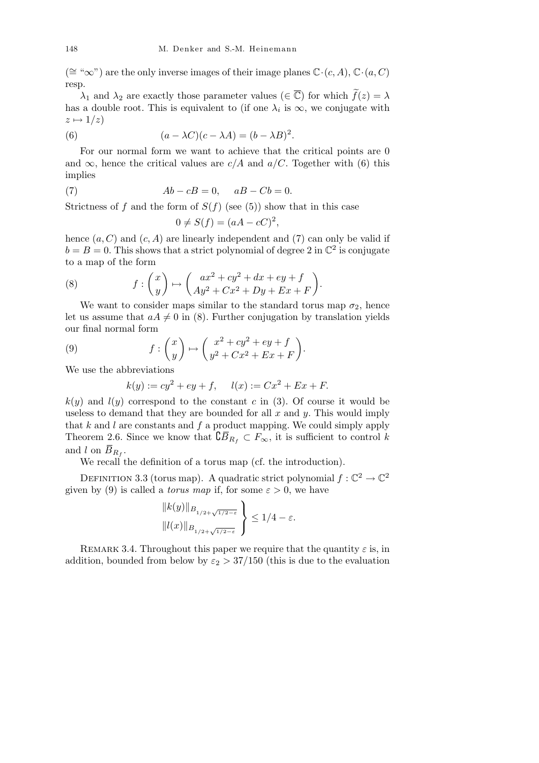($\cong$ "$\infty$") are the only inverse images of their image planes $\mathbb{C}\cdot(c,A)$, $\mathbb{C}\cdot(a,C)$ resp.

$\lambda_1$ and $\lambda_2$ are exactly those parameter values ($\in \overline{\mathbb{C}}$) for which $\widetilde{f}(z) = \lambda$ has a double root. This is equivalent to (if one $\lambda_i$ is $\infty$, we conjugate with $z \mapsto 1/z$)

$$(a - \lambda C)(c - \lambda A) = (b - \lambda B)^2. \tag{6}$$

For our normal form we want to achieve that the critical points are 0 and $\infty$, hence the critical values are $c/A$ and $a/C$. Together with (6) this implies

$$Ab - cB = 0, \quad aB - Cb = 0. \tag{7}$$

Strictness of $f$ and the form of $S(f)$ (see (5)) show that in this case

$$0 \neq S(f) = (aA - cC)^2,$$

hence $(a, C)$ and $(c, A)$ are linearly independent and (7) can only be valid if $b = B = 0$. This shows that a strict polynomial of degree 2 in $\mathbb{C}^2$ is conjugate to a map of the form

$$f : \begin{pmatrix} x \\ y \end{pmatrix} \mapsto \begin{pmatrix} ax^2 + cy^2 + dx + ey + f \\ Ay^2 + Cx^2 + Dy + Ex + F \end{pmatrix}. \tag{8}$$

We want to consider maps similar to the standard torus map $\sigma_2$, hence let us assume that $aA \neq 0$ in (8). Further conjugation by translation yields our final normal form

$$f : \begin{pmatrix} x \\ y \end{pmatrix} \mapsto \begin{pmatrix} x^2 + cy^2 + ey + f \\ y^2 + Cx^2 + Ex + F \end{pmatrix}. \tag{9}$$

We use the abbreviations

$$k(y) := cy^2 + ey + f, \quad l(x) := Cx^2 + Ex + F.$$

$k(y)$ and $l(y)$ correspond to the constant $c$ in (3). Of course it would be useless to demand that they are bounded for all $x$ and $y$. This would imply that $k$ and $l$ are constants and $f$ a product mapping. We could simply apply Theorem 2.6. Since we know that $\complement \overline{B}_{R_f} \subset F_\infty$, it is sufficient to control $k$ and $l$ on $\overline{B}_{R_f}$.

We recall the definition of a torus map (cf. the introduction).

Definition 3.3 (torus map). A quadratic strict polynomial $f : \mathbb{C}^2 \to \mathbb{C}^2$ given by (9) is called a *torus map* if, for some $\varepsilon > 0$, we have

$$\left.\begin{array}{l} \|k(y)\|_{B_{1/2+\sqrt{1/2-\varepsilon}}} \\ \|l(x)\|_{B_{1/2+\sqrt{1/2-\varepsilon}}} \end{array}\right\} \leq 1/4 - \varepsilon.$$

Remark 3.4. Throughout this paper we require that the quantity $\varepsilon$ is, in addition, bounded from below by $\varepsilon_2 > 37/150$ (this is due to the evaluation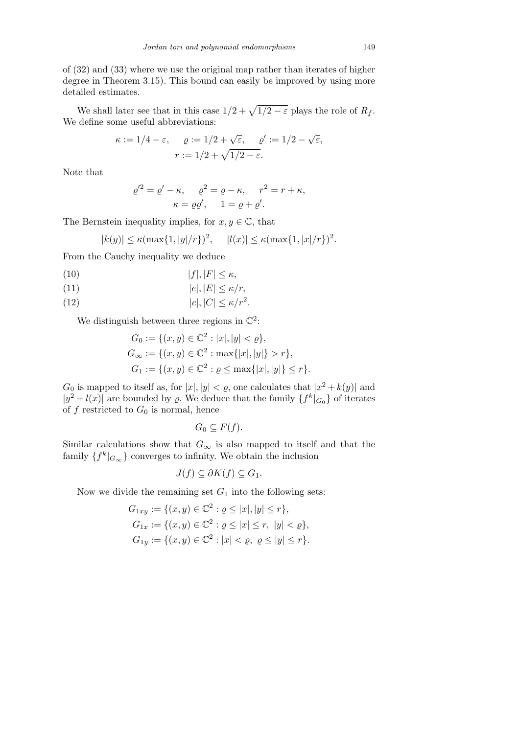of (32) and (33) where we use the original map rather than iterates of higher degree in Theorem 3.15). This bound can easily be improved by using more detailed estimates.

We shall later see that in this case $1/2 + \sqrt{1/2 - \varepsilon}$ plays the role of $R_f$. We define some useful abbreviations:

$$\kappa := 1/4 - \varepsilon, \quad \varrho := 1/2 + \sqrt{\varepsilon}, \quad \varrho' := 1/2 - \sqrt{\varepsilon},$$
$$r := 1/2 + \sqrt{1/2 - \varepsilon}.$$

Note that

$$\varrho'^2 = \varrho' - \kappa, \quad \varrho^2 = \varrho - \kappa, \quad r^2 = r + \kappa,$$
$$\kappa = \varrho\varrho', \quad 1 = \varrho + \varrho'.$$

The Bernstein inequality implies, for $x, y \in \mathbb{C}$, that

$$|k(y)| \le \kappa(\max\{1, |y|/r\})^2, \quad |l(x)| \le \kappa(\max\{1, |x|/r\})^2.$$

From the Cauchy inequality we deduce

$$|f|, |F| \le \kappa, \tag{10}$$

$$|e|, |E| \le \kappa/r, \tag{11}$$

$$|c|, |C| \le \kappa/r^2. \tag{12}$$

We distinguish between three regions in $\mathbb{C}^2$:

$$G_0 := \{(x, y) \in \mathbb{C}^2 : |x|, |y| < \varrho\},$$
$$G_\infty := \{(x, y) \in \mathbb{C}^2 : \max\{|x|, |y|\} > r\},$$
$$G_1 := \{(x, y) \in \mathbb{C}^2 : \varrho \le \max\{|x|, |y|\} \le r\}.$$

$G_0$ is mapped to itself as, for $|x|, |y| < \varrho$, one calculates that $|x^2 + k(y)|$ and $|y^2 + l(x)|$ are bounded by $\varrho$. We deduce that the family $\{f^k|_{G_0}\}$ of iterates of $f$ restricted to $G_0$ is normal, hence

$$G_0 \subseteq F(f).$$

Similar calculations show that $G_\infty$ is also mapped to itself and that the family $\{f^k|_{G_\infty}\}$ converges to infinity. We obtain the inclusion

$$J(f) \subseteq \partial K(f) \subseteq G_1.$$

Now we divide the remaining set $G_1$ into the following sets:

$$G_{1xy} := \{(x, y) \in \mathbb{C}^2 : \varrho \le |x|, |y| \le r\},$$
$$G_{1x} := \{(x, y) \in \mathbb{C}^2 : \varrho \le |x| \le r, \ |y| < \varrho\},$$
$$G_{1y} := \{(x, y) \in \mathbb{C}^2 : |x| < \varrho, \ \varrho \le |y| \le r\}.$$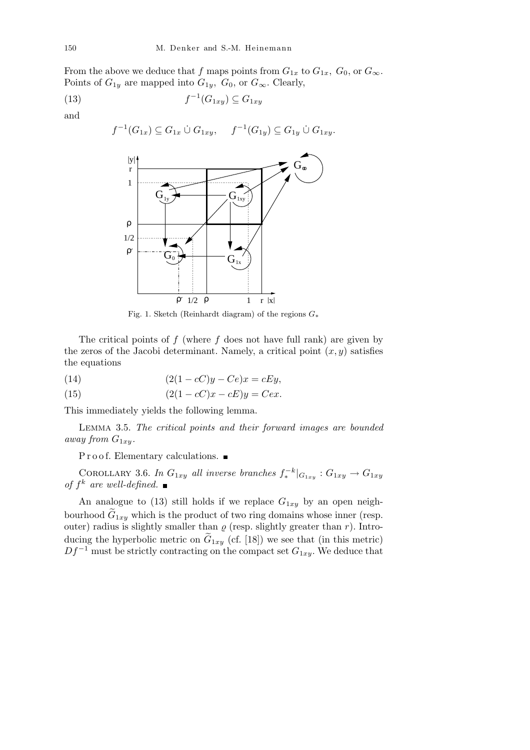From the above we deduce that $f$ maps points from $G_{1x}$ to $G_{1x}$, $G_0$, or $G_\infty$. Points of $G_{1y}$ are mapped into $G_{1y}$, $G_0$, or $G_\infty$. Clearly,

$$f^{-1}(G_{1xy}) \subseteq G_{1xy} \tag{13}$$

and

$$f^{-1}(G_{1x}) \subseteq G_{1x} \,\dot\cup\, G_{1xy}, \qquad f^{-1}(G_{1y}) \subseteq G_{1y} \,\dot\cup\, G_{1xy}.$$

Fig. 1. Sketch (Reinhardt diagram) of the regions $G_*$

The critical points of $f$ (where $f$ does not have full rank) are given by the zeros of the Jacobi determinant. Namely, a critical point $(x, y)$ satisfies the equations

$$(2(1 - cC)y - Ce)x = cEy, \tag{14}$$

$$(2(1 - cC)x - cE)y = Cex. \tag{15}$$

This immediately yields the following lemma.

Lemma 3.5. *The critical points and their forward images are bounded away from* $G_{1xy}$.

Proof. Elementary calculations. ∎

Corollary 3.6. *In* $G_{1xy}$ *all inverse branches* $f_*^{-k}|_{G_{1xy}} : G_{1xy} \to G_{1xy}$ *of* $f^k$ *are well-defined.* ∎

An analogue to (13) still holds if we replace $G_{1xy}$ by an open neighbourhood $\widetilde{G}_{1xy}$ which is the product of two ring domains whose inner (resp. outer) radius is slightly smaller than $\varrho$ (resp. slightly greater than $r$). Introducing the hyperbolic metric on $\widetilde{G}_{1xy}$ (cf. [18]) we see that (in this metric) $Df^{-1}$ must be strictly contracting on the compact set $G_{1xy}$. We deduce that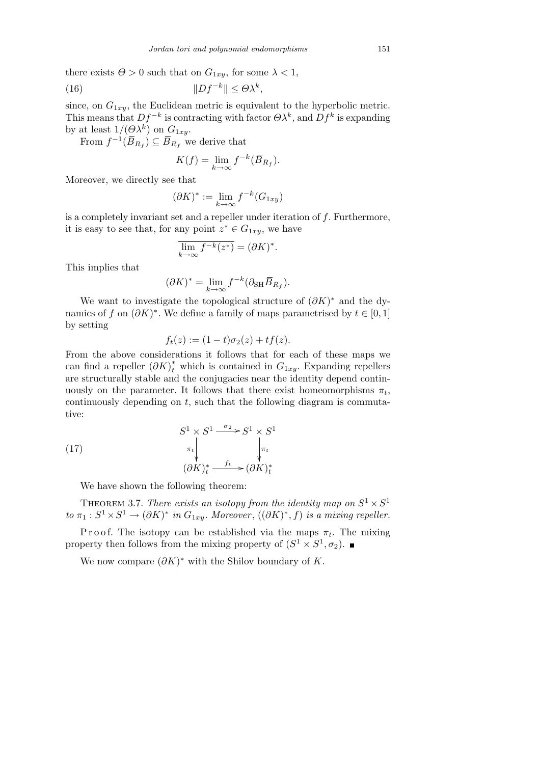there exists $\Theta > 0$ such that on $G_{1xy}$, for some $\lambda < 1$,

$$\|Df^{-k}\| \leq \Theta\lambda^k, \tag{16}$$

since, on $G_{1xy}$, the Euclidean metric is equivalent to the hyperbolic metric. This means that $Df^{-k}$ is contracting with factor $\Theta\lambda^k$, and $Df^k$ is expanding by at least $1/(\Theta\lambda^k)$ on $G_{1xy}$.

From $f^{-1}(\overline{B}_{R_f}) \subseteq \overline{B}_{R_f}$ we derive that

$$K(f) = \lim_{k\to\infty} f^{-k}(\overline{B}_{R_f}).$$

Moreover, we directly see that

$$(\partial K)^* := \lim_{k\to\infty} f^{-k}(G_{1xy})$$

is a completely invariant set and a repeller under iteration of $f$. Furthermore, it is easy to see that, for any point $z^* \in G_{1xy}$, we have

$$\overline{\lim_{k\to\infty} f^{-k}(z^*)} = (\partial K)^*.$$

This implies that

$$(\partial K)^* = \lim_{k\to\infty} f^{-k}(\partial_{\mathrm{SH}}\overline{B}_{R_f}).$$

We want to investigate the topological structure of $(\partial K)^*$ and the dynamics of $f$ on $(\partial K)^*$. We define a family of maps parametrised by $t \in [0,1]$ by setting

$$f_t(z) := (1-t)\sigma_2(z) + tf(z).$$

From the above considerations it follows that for each of these maps we can find a repeller $(\partial K)^*_t$ which is contained in $G_{1xy}$. Expanding repellers are structurally stable and the conjugacies near the identity depend continuously on the parameter. It follows that there exist homeomorphisms $\pi_t$, continuously depending on $t$, such that the following diagram is commutative:

$$\begin{array}{ccc} S^1 \times S^1 & \xrightarrow{\sigma_2} & S^1 \times S^1 \\ \downarrow{\scriptstyle \pi_t} & & \downarrow{\scriptstyle \pi_t} \\ (\partial K)^*_t & \xrightarrow{f_t} & (\partial K)^*_t \end{array} \tag{17}$$

We have shown the following theorem:

**Theorem 3.7.** *There exists an isotopy from the identity map on $S^1 \times S^1$ to $\pi_1 : S^1 \times S^1 \to (\partial K)^*$ in $G_{1xy}$. Moreover, $((\partial K)^*, f)$ is a mixing repeller.*

*Proof.* The isotopy can be established via the maps $\pi_t$. The mixing property then follows from the mixing property of $(S^1 \times S^1, \sigma_2)$. ∎

We now compare $(\partial K)^*$ with the Shilov boundary of $K$.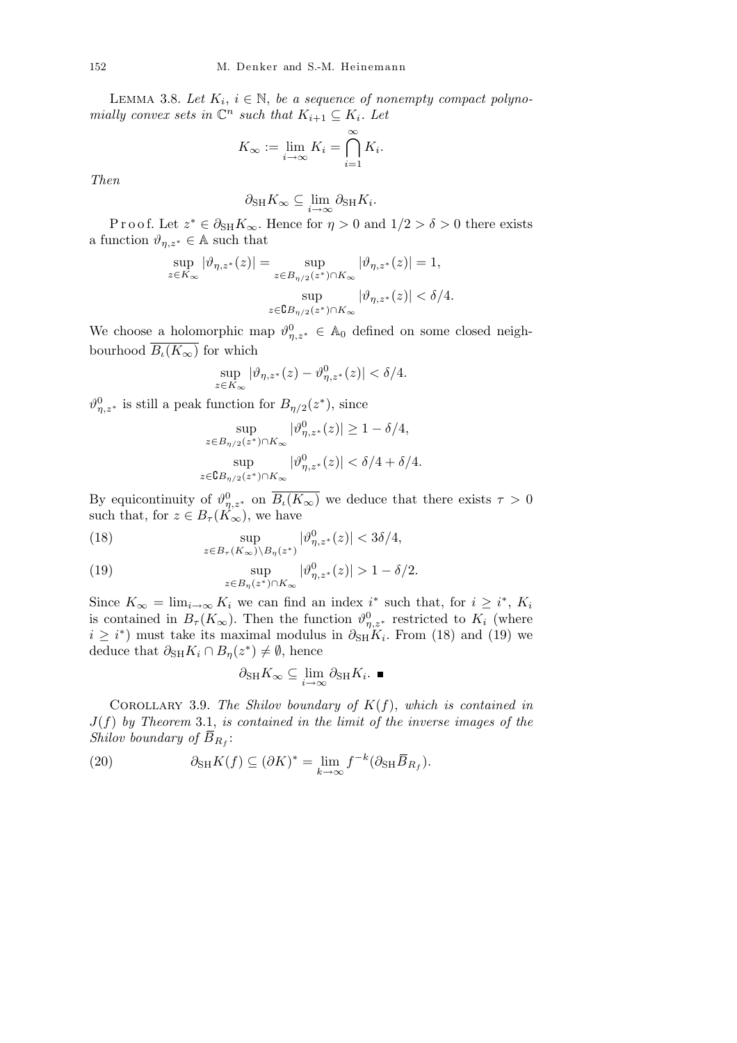**Lemma 3.8.** *Let $K_i$, $i \in \mathbb{N}$, be a sequence of nonempty compact polynomially convex sets in $\mathbb{C}^n$ such that $K_{i+1} \subseteq K_i$. Let*

$$K_\infty := \lim_{i\to\infty} K_i = \bigcap_{i=1}^{\infty} K_i.$$

*Then*

$$\partial_{\mathrm{SH}} K_\infty \subseteq \lim_{i\to\infty} \partial_{\mathrm{SH}} K_i.$$

Proof. Let $z^* \in \partial_{\mathrm{SH}} K_\infty$. Hence for $\eta > 0$ and $1/2 > \delta > 0$ there exists a function $\vartheta_{\eta,z^*} \in \mathbb{A}$ such that

$$\sup_{z\in K_\infty} |\vartheta_{\eta,z^*}(z)| = \sup_{z\in B_{\eta/2}(z^*)\cap K_\infty} |\vartheta_{\eta,z^*}(z)| = 1,$$

$$\sup_{z\in \complement B_{\eta/2}(z^*)\cap K_\infty} |\vartheta_{\eta,z^*}(z)| < \delta/4.$$

We choose a holomorphic map $\vartheta^0_{\eta,z^*} \in \mathbb{A}_0$ defined on some closed neighbourhood $\overline{B_\iota(K_\infty)}$ for which

$$\sup_{z\in K_\infty} |\vartheta_{\eta,z^*}(z) - \vartheta^0_{\eta,z^*}(z)| < \delta/4.$$

$\vartheta^0_{\eta,z^*}$ is still a peak function for $B_{\eta/2}(z^*)$, since

$$\sup_{z\in B_{\eta/2}(z^*)\cap K_\infty} |\vartheta^0_{\eta,z^*}(z)| \geq 1 - \delta/4,$$

$$\sup_{z\in \complement B_{\eta/2}(z^*)\cap K_\infty} |\vartheta^0_{\eta,z^*}(z)| < \delta/4 + \delta/4.$$

By equicontinuity of $\vartheta^0_{\eta,z^*}$ on $\overline{B_\iota(K_\infty)}$ we deduce that there exists $\tau > 0$ such that, for $z \in B_\tau(K_\infty)$, we have

$$\sup_{z\in B_\tau(K_\infty)\setminus B_\eta(z^*)} |\vartheta^0_{\eta,z^*}(z)| < 3\delta/4, \tag{18}$$

$$\sup_{z\in B_\eta(z^*)\cap K_\infty} |\vartheta^0_{\eta,z^*}(z)| > 1 - \delta/2. \tag{19}$$

Since $K_\infty = \lim_{i\to\infty} K_i$ we can find an index $i^*$ such that, for $i \geq i^*$, $K_i$ is contained in $B_\tau(K_\infty)$. Then the function $\vartheta^0_{\eta,z^*}$ restricted to $K_i$ (where $i \geq i^*$) must take its maximal modulus in $\partial_{\mathrm{SH}} K_i$. From (18) and (19) we deduce that $\partial_{\mathrm{SH}} K_i \cap B_\eta(z^*) \neq \emptyset$, hence

$$\partial_{\mathrm{SH}} K_\infty \subseteq \lim_{i\to\infty} \partial_{\mathrm{SH}} K_i. \blacksquare$$

**Corollary 3.9.** *The Shilov boundary of $K(f)$, which is contained in $J(f)$ by Theorem 3.1, is contained in the limit of the inverse images of the Shilov boundary of $\overline{B}_{R_f}$:*

$$\partial_{\mathrm{SH}} K(f) \subseteq (\partial K)^* = \lim_{k\to\infty} f^{-k}(\partial_{\mathrm{SH}} \overline{B}_{R_f}). \tag{20}$$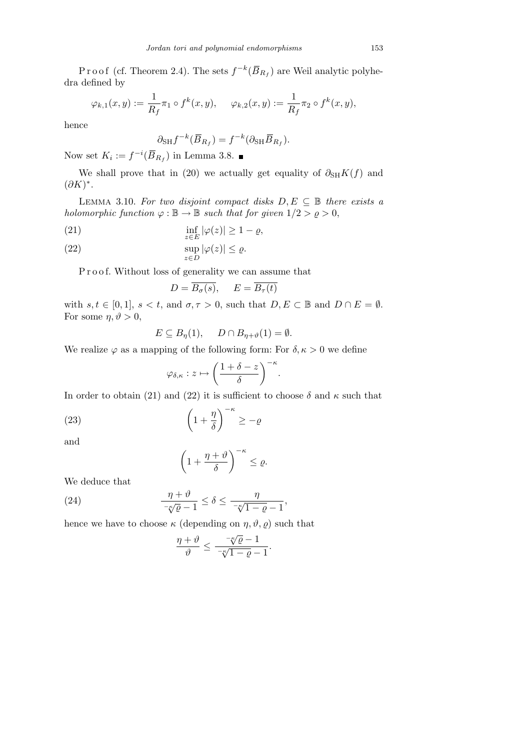P r o o f (cf. Theorem 2.4). The sets $f^{-k}(\overline{B}_{R_f})$ are Weil analytic polyhedra defined by

$$\varphi_{k,1}(x,y) := \frac{1}{R_f}\pi_1 \circ f^k(x,y), \qquad \varphi_{k,2}(x,y) := \frac{1}{R_f}\pi_2 \circ f^k(x,y),$$

hence

$$\partial_{\mathrm{SH}} f^{-k}(\overline{B}_{R_f}) = f^{-k}(\partial_{\mathrm{SH}} \overline{B}_{R_f}).$$

Now set $K_i := f^{-i}(\overline{B}_{R_f})$ in Lemma 3.8. ■

We shall prove that in (20) we actually get equality of $\partial_{\mathrm{SH}} K(f)$ and $(\partial K)^*$.

Lemma 3.10. *For two disjoint compact disks $D, E \subseteq \mathbb{B}$ there exists a holomorphic function $\varphi : \mathbb{B} \to \mathbb{B}$ such that for given $1/2 > \varrho > 0$,*

$$\inf_{z \in E} |\varphi(z)| \geq 1 - \varrho, \tag{21}$$

$$\sup_{z \in D} |\varphi(z)| \leq \varrho. \tag{22}$$

P r o o f. Without loss of generality we can assume that

$$D = \overline{B_\sigma(s)}, \qquad E = \overline{B_\tau(t)}$$

with $s, t \in [0, 1]$, $s < t$, and $\sigma, \tau > 0$, such that $D, E \subset \mathbb{B}$ and $D \cap E = \emptyset$. For some $\eta, \vartheta > 0$,

$$E \subseteq B_\eta(1), \qquad D \cap B_{\eta+\vartheta}(1) = \emptyset.$$

We realize $\varphi$ as a mapping of the following form: For $\delta, \kappa > 0$ we define

$$\varphi_{\delta,\kappa} : z \mapsto \left(\frac{1 + \delta - z}{\delta}\right)^{-\kappa}.$$

In order to obtain (21) and (22) it is sufficient to choose $\delta$ and $\kappa$ such that

$$\left(1 + \frac{\eta}{\delta}\right)^{-\kappa} \geq -\varrho \tag{23}$$

and

$$\left(1 + \frac{\eta + \vartheta}{\delta}\right)^{-\kappa} \leq \varrho.$$

We deduce that

$$\frac{\eta + \vartheta}{\sqrt[-\kappa]{\varrho} - 1} \leq \delta \leq \frac{\eta}{\sqrt[-\kappa]{1 - \varrho} - 1}, \tag{24}$$

hence we have to choose $\kappa$ (depending on $\eta, \vartheta, \varrho$) such that

$$\frac{\eta + \vartheta}{\vartheta} \leq \frac{\sqrt[-\kappa]{\varrho} - 1}{\sqrt[-\kappa]{1 - \varrho} - 1}.$$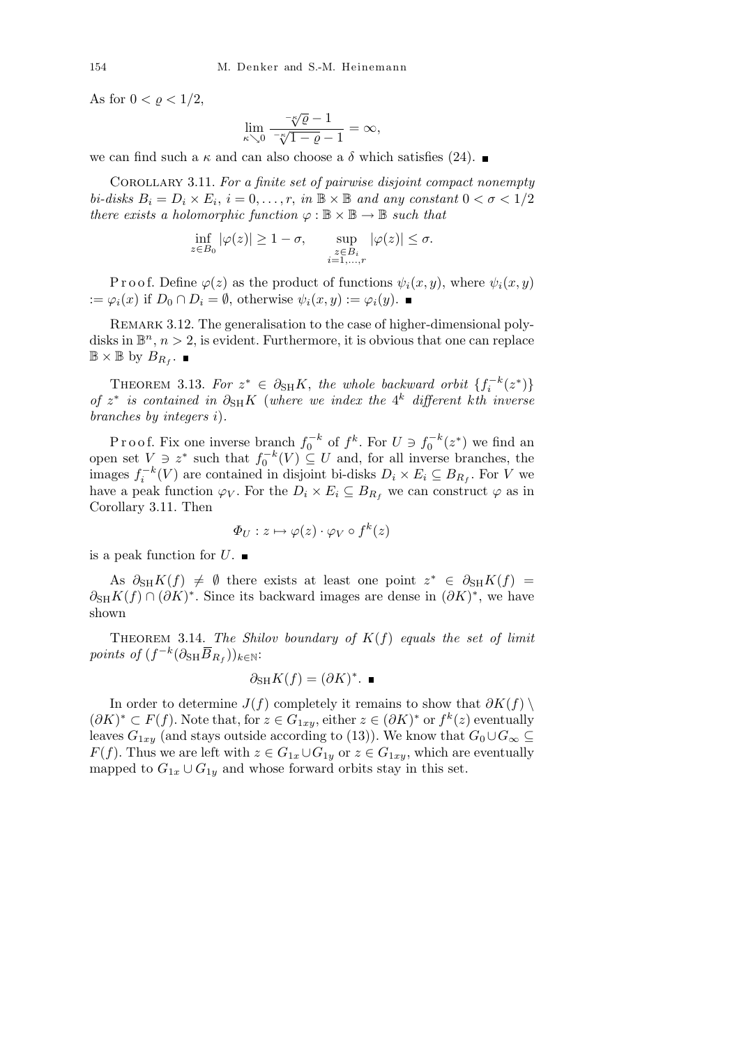As for $0 < \varrho < 1/2$,

$$\lim_{\kappa \searrow 0} \frac{\sqrt[-\kappa]{\varrho} - 1}{\sqrt[-\kappa]{1-\varrho} - 1} = \infty,$$

we can find such a $\kappa$ and can also choose a $\delta$ which satisfies (24). ∎

Corollary 3.11. *For a finite set of pairwise disjoint compact nonempty bi-disks $B_i = D_i \times E_i$, $i = 0, \ldots, r$, in $\mathbb{B} \times \mathbb{B}$ and any constant $0 < \sigma < 1/2$ there exists a holomorphic function $\varphi : \mathbb{B} \times \mathbb{B} \to \mathbb{B}$ such that*

$$\inf_{z \in B_0} |\varphi(z)| \geq 1 - \sigma, \qquad \sup_{\substack{z \in B_i \\ i=1,\ldots,r}} |\varphi(z)| \leq \sigma.$$

Proof. Define $\varphi(z)$ as the product of functions $\psi_i(x,y)$, where $\psi_i(x,y) := \varphi_i(x)$ if $D_0 \cap D_i = \emptyset$, otherwise $\psi_i(x,y) := \varphi_i(y)$. ∎

Remark 3.12. The generalisation to the case of higher-dimensional poly-disks in $\mathbb{B}^n$, $n > 2$, is evident. Furthermore, it is obvious that one can replace $\mathbb{B} \times \mathbb{B}$ by $B_{R_f}$. ∎

Theorem 3.13. *For $z^* \in \partial_{\mathrm{SH}} K$, the whole backward orbit $\{f_i^{-k}(z^*)\}$ of $z^*$ is contained in $\partial_{\mathrm{SH}} K$ (where we index the $4^k$ different $k$th inverse branches by integers $i$).*

Proof. Fix one inverse branch $f_0^{-k}$ of $f^k$. For $U \ni f_0^{-k}(z^*)$ we find an open set $V \ni z^*$ such that $f_0^{-k}(V) \subseteq U$ and, for all inverse branches, the images $f_i^{-k}(V)$ are contained in disjoint bi-disks $D_i \times E_i \subseteq B_{R_f}$. For $V$ we have a peak function $\varphi_V$. For the $D_i \times E_i \subseteq B_{R_f}$ we can construct $\varphi$ as in Corollary 3.11. Then

$$\Phi_U : z \mapsto \varphi(z) \cdot \varphi_V \circ f^k(z)$$

is a peak function for $U$. ∎

As $\partial_{\mathrm{SH}} K(f) \neq \emptyset$ there exists at least one point $z^* \in \partial_{\mathrm{SH}} K(f) = \partial_{\mathrm{SH}} K(f) \cap (\partial K)^*$. Since its backward images are dense in $(\partial K)^*$, we have shown

Theorem 3.14. *The Shilov boundary of $K(f)$ equals the set of limit points of $(f^{-k}(\partial_{\mathrm{SH}} \overline{B}_{R_f}))_{k \in \mathbb{N}}$:*

$$\partial_{\mathrm{SH}} K(f) = (\partial K)^*. \ ∎$$

In order to determine $J(f)$ completely it remains to show that $\partial K(f) \setminus (\partial K)^* \subset F(f)$. Note that, for $z \in G_{1xy}$, either $z \in (\partial K)^*$ or $f^k(z)$ eventually leaves $G_{1xy}$ (and stays outside according to (13)). We know that $G_0 \cup G_\infty \subseteq F(f)$. Thus we are left with $z \in G_{1x} \cup G_{1y}$ or $z \in G_{1xy}$, which are eventually mapped to $G_{1x} \cup G_{1y}$ and whose forward orbits stay in this set.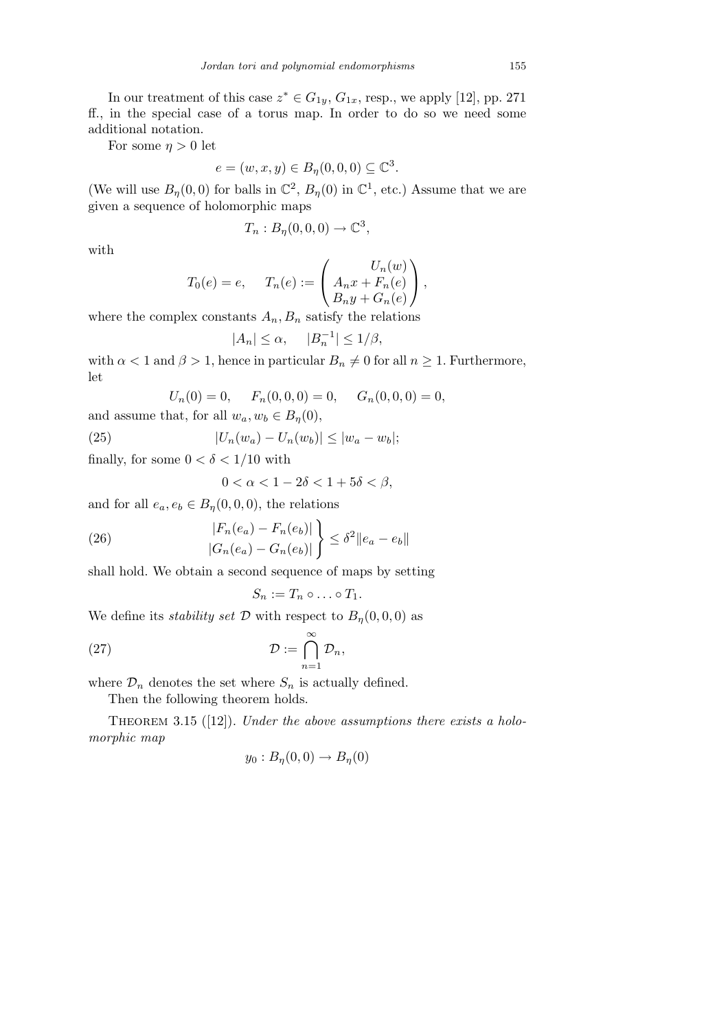In our treatment of this case $z^* \in G_{1y}$, $G_{1x}$, resp., we apply [12], pp. 271 ff., in the special case of a torus map. In order to do so we need some additional notation.

For some $\eta > 0$ let

$$e = (w, x, y) \in B_\eta(0,0,0) \subseteq \mathbb{C}^3.$$

(We will use $B_\eta(0,0)$ for balls in $\mathbb{C}^2$, $B_\eta(0)$ in $\mathbb{C}^1$, etc.) Assume that we are given a sequence of holomorphic maps

$$T_n : B_\eta(0,0,0) \to \mathbb{C}^3,$$

with

$$T_0(e) = e, \quad T_n(e) := \begin{pmatrix} U_n(w) \\ A_n x + F_n(e) \\ B_n y + G_n(e) \end{pmatrix},$$

where the complex constants $A_n, B_n$ satisfy the relations

$$|A_n| \le \alpha, \quad |B_n^{-1}| \le 1/\beta,$$

with $\alpha < 1$ and $\beta > 1$, hence in particular $B_n \neq 0$ for all $n \ge 1$. Furthermore, let

$$U_n(0) = 0, \quad F_n(0,0,0) = 0, \quad G_n(0,0,0) = 0,$$

and assume that, for all $w_a, w_b \in B_\eta(0)$,

$$|U_n(w_a) - U_n(w_b)| \le |w_a - w_b|; \tag{25}$$

finally, for some $0 < \delta < 1/10$ with

$$0 < \alpha < 1 - 2\delta < 1 + 5\delta < \beta,$$

and for all $e_a, e_b \in B_\eta(0,0,0)$, the relations

$$\left.\begin{aligned} |F_n(e_a) - F_n(e_b)| \\ |G_n(e_a) - G_n(e_b)| \end{aligned}\right\} \le \delta^2 \|e_a - e_b\| \tag{26}$$

shall hold. We obtain a second sequence of maps by setting

$$S_n := T_n \circ \ldots \circ T_1.$$

We define its *stability set* $\mathcal{D}$ with respect to $B_\eta(0,0,0)$ as

$$\mathcal{D} := \bigcap_{n=1}^{\infty} \mathcal{D}_n, \tag{27}$$

where $\mathcal{D}_n$ denotes the set where $S_n$ is actually defined.

Then the following theorem holds.

THEOREM 3.15 ([12]). *Under the above assumptions there exists a holomorphic map*

$$y_0 : B_\eta(0,0) \to B_\eta(0)$$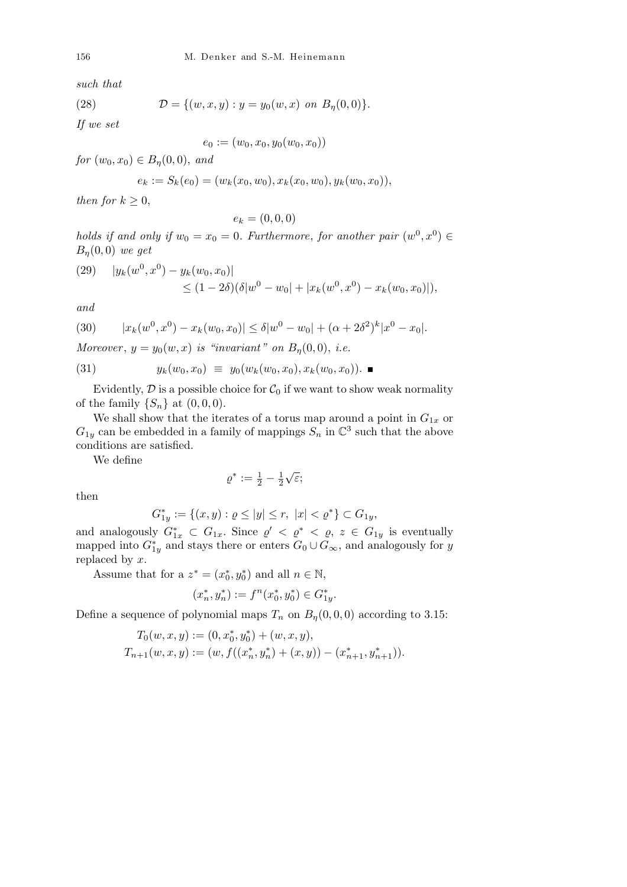*such that*

$$\mathcal{D} = \{(w,x,y) : y = y_0(w,x) \text{ on } B_\eta(0,0)\}. \tag{28}$$

*If we set*

$$e_0 := (w_0, x_0, y_0(w_0, x_0))$$

*for* $(w_0, x_0) \in B_\eta(0,0)$, *and*

$$e_k := S_k(e_0) = (w_k(x_0, w_0), x_k(x_0, w_0), y_k(w_0, x_0)),$$

*then for* $k \geq 0$,

$$e_k = (0,0,0)$$

*holds if and only if* $w_0 = x_0 = 0$. *Furthermore, for another pair* $(w^0, x^0) \in B_\eta(0,0)$ *we get*

$$\begin{aligned} |y_k(w^0, x^0) - y_k(w_0, x_0)| \\ \leq (1-2\delta)(\delta|w^0 - w_0| + |x_k(w^0, x^0) - x_k(w_0, x_0)|), \end{aligned} \tag{29}$$

*and*

$$|x_k(w^0, x^0) - x_k(w_0, x_0)| \leq \delta|w^0 - w_0| + (\alpha + 2\delta^2)^k |x^0 - x_0|. \tag{30}$$

*Moreover*, $y = y_0(w,x)$ *is "invariant" on* $B_\eta(0,0)$, *i.e.*

$$y_k(w_0, x_0) \equiv y_0(w_k(w_0, x_0), x_k(w_0, x_0)). \ \blacksquare \tag{31}$$

Evidently, $\mathcal{D}$ is a possible choice for $\mathcal{C}_0$ if we want to show weak normality of the family $\{S_n\}$ at $(0,0,0)$.

We shall show that the iterates of a torus map around a point in $G_{1x}$ or $G_{1y}$ can be embedded in a family of mappings $S_n$ in $\mathbb{C}^3$ such that the above conditions are satisfied.

We define

$$\varrho^* := \tfrac{1}{2} - \tfrac{1}{2}\sqrt{\varepsilon};$$

then

$$G_{1y}^* := \{(x,y) : \varrho \leq |y| \leq r,\ |x| < \varrho^*\} \subset G_{1y},$$

and analogously $G_{1x}^* \subset G_{1x}$. Since $\varrho' < \varrho^* < \varrho$, $z \in G_{1y}$ is eventually mapped into $G_{1y}^*$ and stays there or enters $G_0 \cup G_\infty$, and analogously for $y$ replaced by $x$.

Assume that for a $z^* = (x_0^*, y_0^*)$ and all $n \in \mathbb{N}$,

$$(x_n^*, y_n^*) := f^n(x_0^*, y_0^*) \in G_{1y}^*.$$

Define a sequence of polynomial maps $T_n$ on $B_\eta(0,0,0)$ according to 3.15:

$$\begin{aligned} T_0(w,x,y) &:= (0, x_0^*, y_0^*) + (w,x,y), \\ T_{n+1}(w,x,y) &:= (w, f((x_n^*, y_n^*) + (x,y)) - (x_{n+1}^*, y_{n+1}^*)). \end{aligned}$$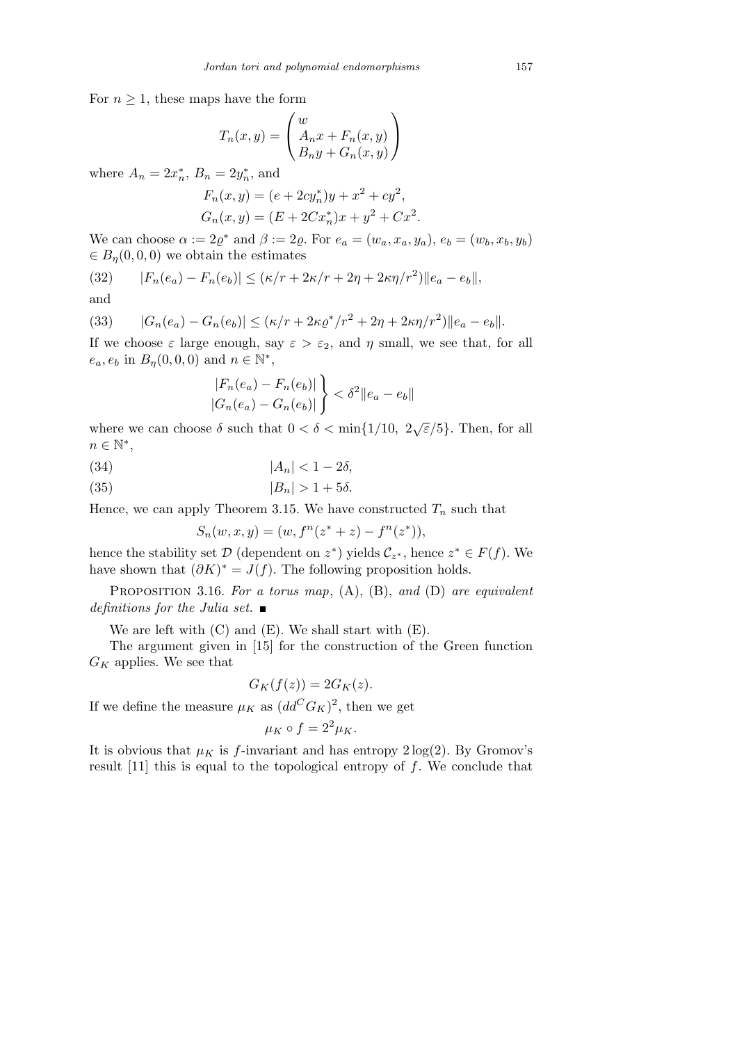For $n \geq 1$, these maps have the form

$$T_n(x, y) = \begin{pmatrix} w \\ A_n x + F_n(x, y) \\ B_n y + G_n(x, y) \end{pmatrix}$$

where $A_n = 2x_n^*$, $B_n = 2y_n^*$, and

$$F_n(x, y) = (e + 2cy_n^*)y + x^2 + cy^2,$$
$$G_n(x, y) = (E + 2Cx_n^*)x + y^2 + Cx^2.$$

We can choose $\alpha := 2\varrho^*$ and $\beta := 2\varrho$. For $e_a = (w_a, x_a, y_a)$, $e_b = (w_b, x_b, y_b) \in B_\eta(0, 0, 0)$ we obtain the estimates

$$|F_n(e_a) - F_n(e_b)| \leq (\kappa/r + 2\kappa/r + 2\eta + 2\kappa\eta/r^2)\|e_a - e_b\|, \tag{32}$$

and

$$|G_n(e_a) - G_n(e_b)| \leq (\kappa/r + 2\kappa\varrho^*/r^2 + 2\eta + 2\kappa\eta/r^2)\|e_a - e_b\|. \tag{33}$$

If we choose $\varepsilon$ large enough, say $\varepsilon > \varepsilon_2$, and $\eta$ small, we see that, for all $e_a, e_b$ in $B_\eta(0, 0, 0)$ and $n \in \mathbb{N}^*$,

$$\left.\begin{array}{l} |F_n(e_a) - F_n(e_b)| \\ |G_n(e_a) - G_n(e_b)| \end{array}\right\} < \delta^2 \|e_a - e_b\|$$

where we can choose $\delta$ such that $0 < \delta < \min\{1/10,\ 2\sqrt{\varepsilon}/5\}$. Then, for all $n \in \mathbb{N}^*$,

$$|A_n| < 1 - 2\delta, \tag{34}$$

$$|B_n| > 1 + 5\delta. \tag{35}$$

Hence, we can apply Theorem 3.15. We have constructed $T_n$ such that

$$S_n(w, x, y) = (w, f^n(z^* + z) - f^n(z^*)),$$

hence the stability set $\mathcal{D}$ (dependent on $z^*$) yields $\mathcal{C}_{z^*}$, hence $z^* \in F(f)$. We have shown that $(\partial K)^* = J(f)$. The following proposition holds.

Proposition 3.16. *For a torus map*, (A), (B), *and* (D) *are equivalent definitions for the Julia set.* ∎

We are left with (C) and (E). We shall start with (E).

The argument given in [15] for the construction of the Green function $G_K$ applies. We see that

$$G_K(f(z)) = 2G_K(z).$$

If we define the measure $\mu_K$ as $(dd^C G_K)^2$, then we get

$$\mu_K \circ f = 2^2 \mu_K.$$

It is obvious that $\mu_K$ is $f$-invariant and has entropy $2\log(2)$. By Gromov's result [11] this is equal to the topological entropy of $f$. We conclude that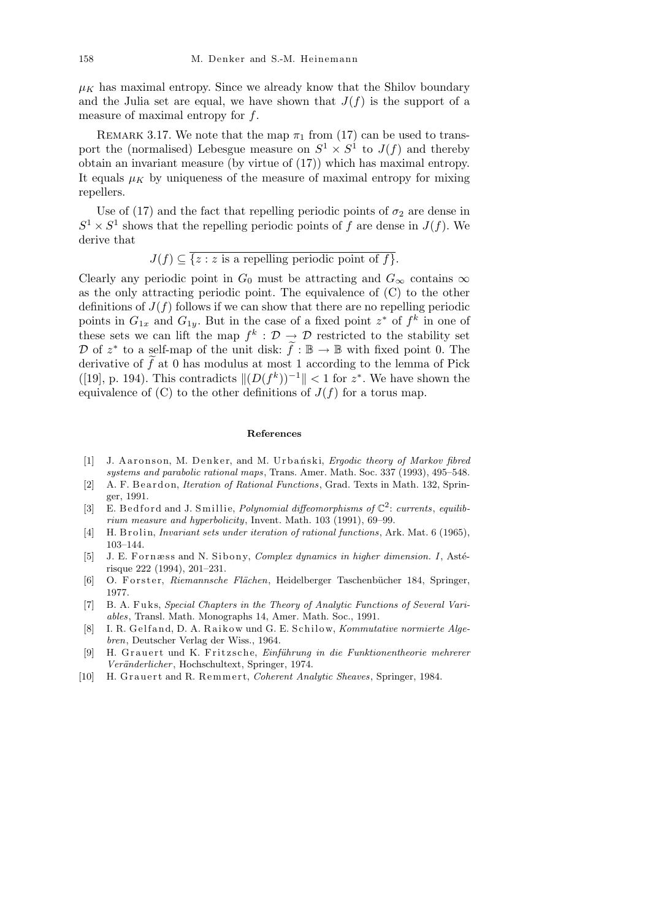$\mu_K$ has maximal entropy. Since we already know that the Shilov boundary and the Julia set are equal, we have shown that $J(f)$ is the support of a measure of maximal entropy for $f$.

REMARK 3.17. We note that the map $\pi_1$ from (17) can be used to transport the (normalised) Lebesgue measure on $S^1 \times S^1$ to $J(f)$ and thereby obtain an invariant measure (by virtue of (17)) which has maximal entropy. It equals $\mu_K$ by uniqueness of the measure of maximal entropy for mixing repellers.

Use of (17) and the fact that repelling periodic points of $\sigma_2$ are dense in $S^1 \times S^1$ shows that the repelling periodic points of $f$ are dense in $J(f)$. We derive that

$$J(f) \subseteq \overline{\{z : z \text{ is a repelling periodic point of } f\}}.$$

Clearly any periodic point in $G_0$ must be attracting and $G_\infty$ contains $\infty$ as the only attracting periodic point. The equivalence of (C) to the other definitions of $J(f)$ follows if we can show that there are no repelling periodic points in $G_{1x}$ and $G_{1y}$. But in the case of a fixed point $z^*$ of $f^k$ in one of these sets we can lift the map $f^k : \mathcal{D} \to \mathcal{D}$ restricted to the stability set $\mathcal{D}$ of $z^*$ to a self-map of the unit disk: $\widetilde{f} : \mathbb{B} \to \mathbb{B}$ with fixed point 0. The derivative of $\widetilde{f}$ at 0 has modulus at most 1 according to the lemma of Pick ([19], p. 194). This contradicts $\|(D(f^k))^{-1}\| < 1$ for $z^*$. We have shown the equivalence of (C) to the other definitions of $J(f)$ for a torus map.

### References

[1] J. Aaronson, M. Denker, and M. Urbański, *Ergodic theory of Markov fibred systems and parabolic rational maps*, Trans. Amer. Math. Soc. 337 (1993), 495–548.

[2] A. F. Beardon, *Iteration of Rational Functions*, Grad. Texts in Math. 132, Springer, 1991.

[3] E. Bedford and J. Smillie, *Polynomial diffeomorphisms of $\mathbb{C}^2$: currents, equilibrium measure and hyperbolicity*, Invent. Math. 103 (1991), 69–99.

[4] H. Brolin, *Invariant sets under iteration of rational functions*, Ark. Mat. 6 (1965), 103–144.

[5] J. E. Fornæss and N. Sibony, *Complex dynamics in higher dimension. I*, Astérisque 222 (1994), 201–231.

[6] O. Forster, *Riemannsche Flächen*, Heidelberger Taschenbücher 184, Springer, 1977.

[7] B. A. Fuks, *Special Chapters in the Theory of Analytic Functions of Several Variables*, Transl. Math. Monographs 14, Amer. Math. Soc., 1991.

[8] I. R. Gelfand, D. A. Raikow und G. E. Schilow, *Kommutative normierte Algebren*, Deutscher Verlag der Wiss., 1964.

[9] H. Grauert und K. Fritzsche, *Einführung in die Funktionentheorie mehrerer Veränderlicher*, Hochschultext, Springer, 1974.

[10] H. Grauert and R. Remmert, *Coherent Analytic Sheaves*, Springer, 1984.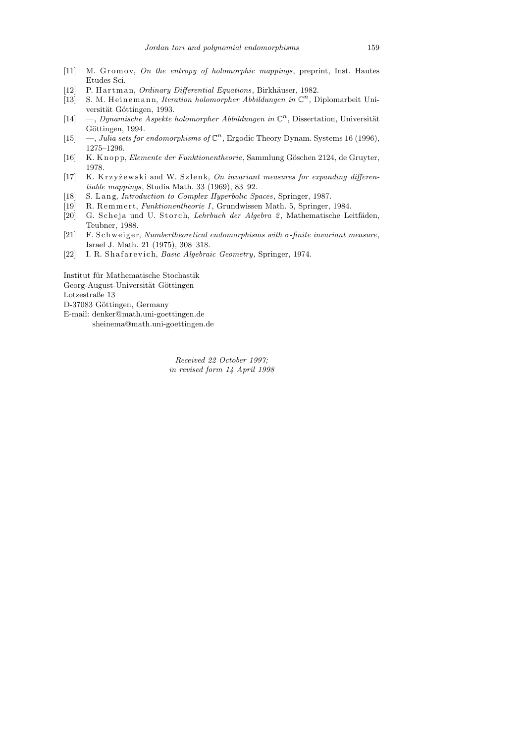[11] M. Gromov, *On the entropy of holomorphic mappings*, preprint, Inst. Hautes Etudes Sci.

[12] P. Hartman, *Ordinary Differential Equations*, Birkhäuser, 1982.

[13] S. M. Heinemann, *Iteration holomorpher Abbildungen in* $\mathbb{C}^n$, Diplomarbeit Universität Göttingen, 1993.

[14] —, *Dynamische Aspekte holomorpher Abbildungen in* $\mathbb{C}^n$, Dissertation, Universität Göttingen, 1994.

[15] —, *Julia sets for endomorphisms of* $\mathbb{C}^n$, Ergodic Theory Dynam. Systems 16 (1996), 1275–1296.

[16] K. Knopp, *Elemente der Funktionentheorie*, Sammlung Göschen 2124, de Gruyter, 1978.

[17] K. Krzyżewski and W. Szlenk, *On invariant measures for expanding differentiable mappings*, Studia Math. 33 (1969), 83–92.

[18] S. Lang, *Introduction to Complex Hyperbolic Spaces*, Springer, 1987.

[19] R. Remmert, *Funktionentheorie I*, Grundwissen Math. 5, Springer, 1984.

[20] G. Scheja und U. Storch, *Lehrbuch der Algebra 2*, Mathematische Leitfäden, Teubner, 1988.

[21] F. Schweiger, *Numbertheoretical endomorphisms with* $\sigma$*-finite invariant measure*, Israel J. Math. 21 (1975), 308–318.

[22] I. R. Shafarevich, *Basic Algebraic Geometry*, Springer, 1974.

Institut für Mathematische Stochastik
Georg-August-Universität Göttingen
Lotzestraße 13
D-37083 Göttingen, Germany
E-mail: denker@math.uni-goettingen.de
sheinema@math.uni-goettingen.de

*Received 22 October 1997;*
*in revised form 14 April 1998*